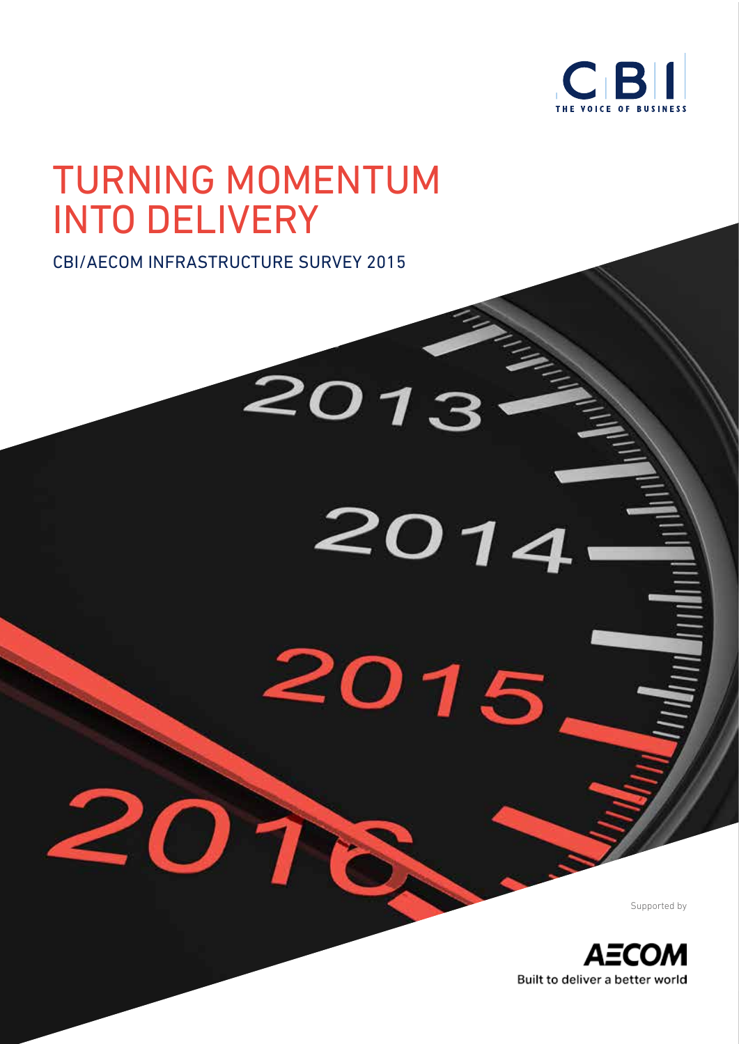CBI
THE VOICE OF BUSINESS

# TURNING MOMENTUM INTO DELIVERY

CBI/AECOM INFRASTRUCTURE SURVEY 2015

Supported by

AECOM
Built to deliver a better world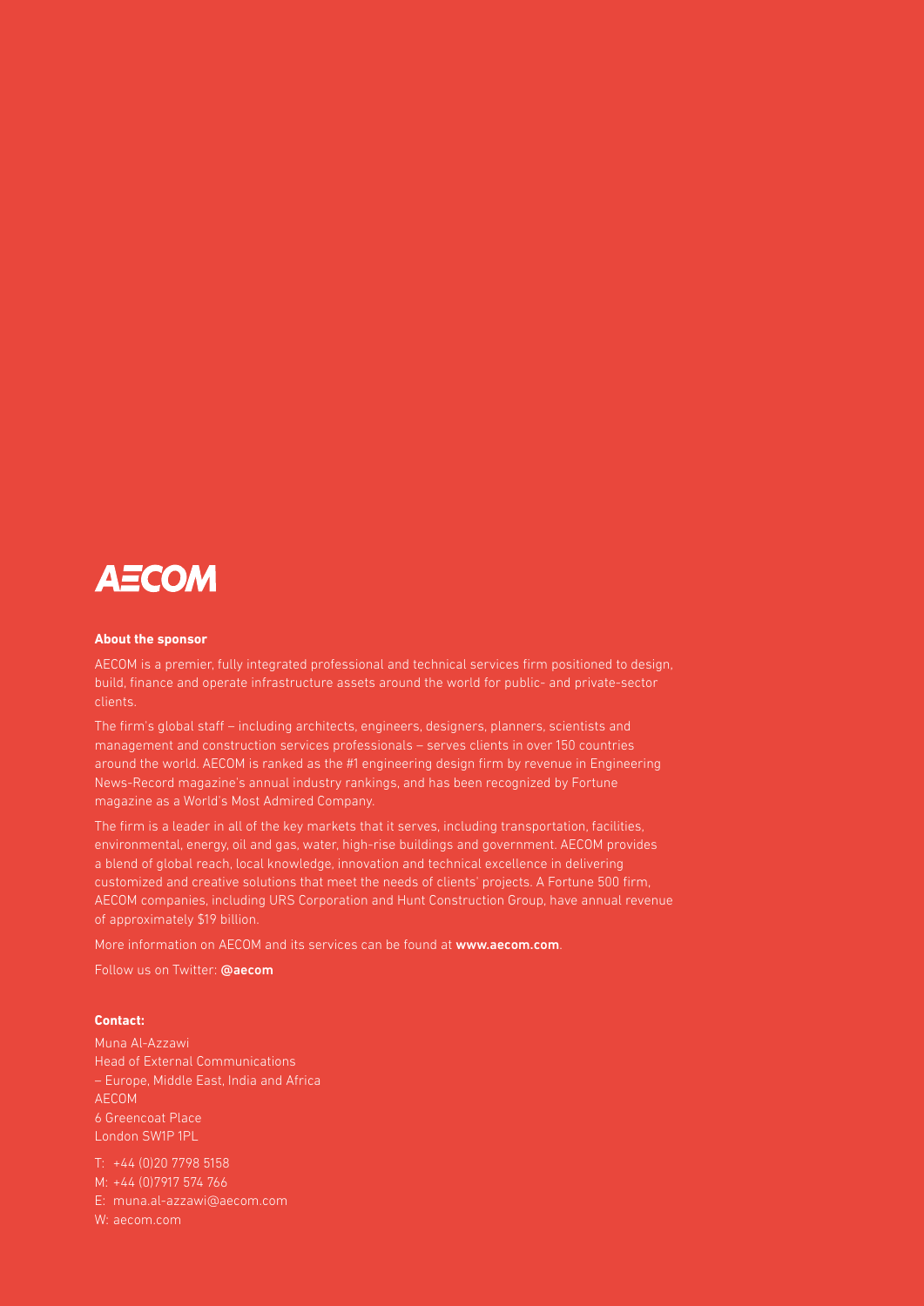AECOM

**About the sponsor**

AECOM is a premier, fully integrated professional and technical services firm positioned to design, build, finance and operate infrastructure assets around the world for public- and private-sector clients.

The firm's global staff – including architects, engineers, designers, planners, scientists and management and construction services professionals – serves clients in over 150 countries around the world. AECOM is ranked as the #1 engineering design firm by revenue in Engineering News-Record magazine's annual industry rankings, and has been recognized by Fortune magazine as a World's Most Admired Company.

The firm is a leader in all of the key markets that it serves, including transportation, facilities, environmental, energy, oil and gas, water, high-rise buildings and government. AECOM provides a blend of global reach, local knowledge, innovation and technical excellence in delivering customized and creative solutions that meet the needs of clients' projects. A Fortune 500 firm, AECOM companies, including URS Corporation and Hunt Construction Group, have annual revenue of approximately $19 billion.

More information on AECOM and its services can be found at **www.aecom.com**.

Follow us on Twitter: **@aecom**

**Contact:**

Muna Al-Azzawi
Head of External Communications
– Europe, Middle East, India and Africa
AECOM
6 Greencoat Place
London SW1P 1PL

T: +44 (0)20 7798 5158
M: +44 (0)7917 574 766
E: muna.al-azzawi@aecom.com
W: aecom.com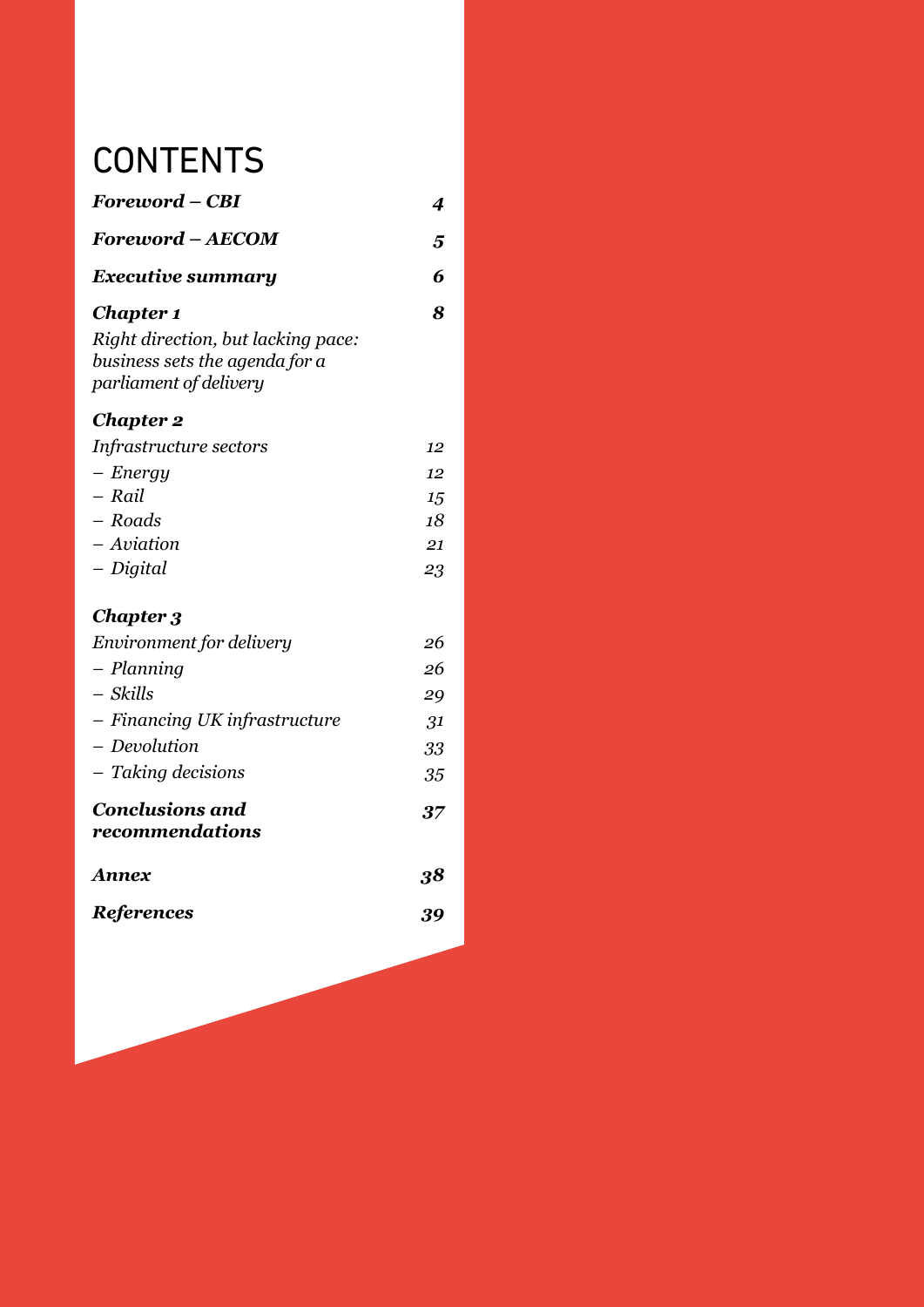# CONTENTS

| | |
|---|---|
| ***Foreword – CBI*** | ***4*** |
| ***Foreword – AECOM*** | ***5*** |
| ***Executive summary*** | ***6*** |
| ***Chapter 1*** | ***8*** |
| *Right direction, but lacking pace: business sets the agenda for a parliament of delivery* | |
| ***Chapter 2*** | |
| *Infrastructure sectors* | *12* |
| *– Energy* | *12* |
| *– Rail* | *15* |
| *– Roads* | *18* |
| *– Aviation* | *21* |
| *– Digital* | *23* |
| ***Chapter 3*** | |
| *Environment for delivery* | *26* |
| *– Planning* | *26* |
| *– Skills* | *29* |
| *– Financing UK infrastructure* | *31* |
| *– Devolution* | *33* |
| *– Taking decisions* | *35* |
| ***Conclusions and recommendations*** | ***37*** |
| ***Annex*** | ***38*** |
| ***References*** | ***39*** |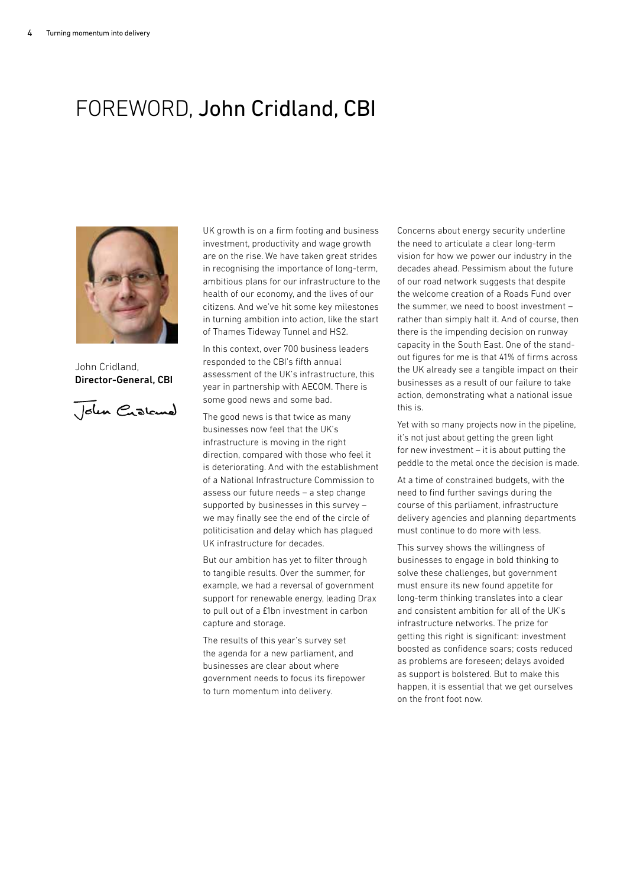# FOREWORD, John Cridland, CBI

John Cridland,
**Director-General, CBI**

UK growth is on a firm footing and business investment, productivity and wage growth are on the rise. We have taken great strides in recognising the importance of long-term, ambitious plans for our infrastructure to the health of our economy, and the lives of our citizens. And we've hit some key milestones in turning ambition into action, like the start of Thames Tideway Tunnel and HS2.

In this context, over 700 business leaders responded to the CBI's fifth annual assessment of the UK's infrastructure, this year in partnership with AECOM. There is some good news and some bad.

The good news is that twice as many businesses now feel that the UK's infrastructure is moving in the right direction, compared with those who feel it is deteriorating. And with the establishment of a National Infrastructure Commission to assess our future needs – a step change supported by businesses in this survey – we may finally see the end of the circle of politicisation and delay which has plagued UK infrastructure for decades.

But our ambition has yet to filter through to tangible results. Over the summer, for example, we had a reversal of government support for renewable energy, leading Drax to pull out of a £1bn investment in carbon capture and storage.

The results of this year's survey set the agenda for a new parliament, and businesses are clear about where government needs to focus its firepower to turn momentum into delivery.

Concerns about energy security underline the need to articulate a clear long-term vision for how we power our industry in the decades ahead. Pessimism about the future of our road network suggests that despite the welcome creation of a Roads Fund over the summer, we need to boost investment – rather than simply halt it. And of course, then there is the impending decision on runway capacity in the South East. One of the stand-out figures for me is that 41% of firms across the UK already see a tangible impact on their businesses as a result of our failure to take action, demonstrating what a national issue this is.

Yet with so many projects now in the pipeline, it's not just about getting the green light for new investment – it is about putting the peddle to the metal once the decision is made.

At a time of constrained budgets, with the need to find further savings during the course of this parliament, infrastructure delivery agencies and planning departments must continue to do more with less.

This survey shows the willingness of businesses to engage in bold thinking to solve these challenges, but government must ensure its new found appetite for long-term thinking translates into a clear and consistent ambition for all of the UK's infrastructure networks. The prize for getting this right is significant: investment boosted as confidence soars; costs reduced as problems are foreseen; delays avoided as support is bolstered. But to make this happen, it is essential that we get ourselves on the front foot now.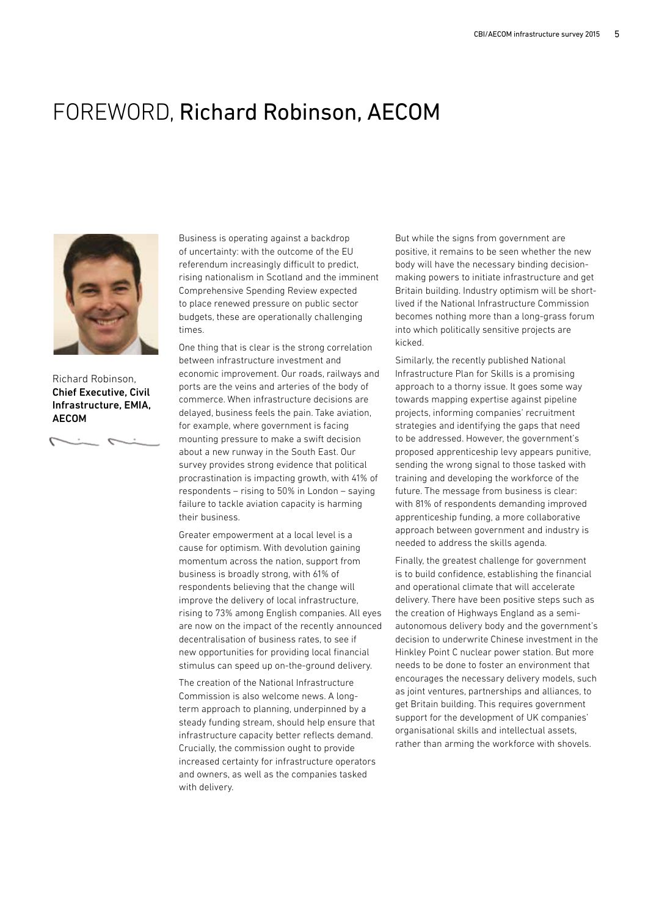# FOREWORD, Richard Robinson, AECOM

Richard Robinson,
**Chief Executive, Civil Infrastructure, EMIA, AECOM**

Business is operating against a backdrop of uncertainty: with the outcome of the EU referendum increasingly difficult to predict, rising nationalism in Scotland and the imminent Comprehensive Spending Review expected to place renewed pressure on public sector budgets, these are operationally challenging times.

One thing that is clear is the strong correlation between infrastructure investment and economic improvement. Our roads, railways and ports are the veins and arteries of the body of commerce. When infrastructure decisions are delayed, business feels the pain. Take aviation, for example, where government is facing mounting pressure to make a swift decision about a new runway in the South East. Our survey provides strong evidence that political procrastination is impacting growth, with 41% of respondents – rising to 50% in London – saying failure to tackle aviation capacity is harming their business.

Greater empowerment at a local level is a cause for optimism. With devolution gaining momentum across the nation, support from business is broadly strong, with 61% of respondents believing that the change will improve the delivery of local infrastructure, rising to 73% among English companies. All eyes are now on the impact of the recently announced decentralisation of business rates, to see if new opportunities for providing local financial stimulus can speed up on-the-ground delivery.

The creation of the National Infrastructure Commission is also welcome news. A long-term approach to planning, underpinned by a steady funding stream, should help ensure that infrastructure capacity better reflects demand. Crucially, the commission ought to provide increased certainty for infrastructure operators and owners, as well as the companies tasked with delivery.

But while the signs from government are positive, it remains to be seen whether the new body will have the necessary binding decision-making powers to initiate infrastructure and get Britain building. Industry optimism will be short-lived if the National Infrastructure Commission becomes nothing more than a long-grass forum into which politically sensitive projects are kicked.

Similarly, the recently published National Infrastructure Plan for Skills is a promising approach to a thorny issue. It goes some way towards mapping expertise against pipeline projects, informing companies' recruitment strategies and identifying the gaps that need to be addressed. However, the government's proposed apprenticeship levy appears punitive, sending the wrong signal to those tasked with training and developing the workforce of the future. The message from business is clear: with 81% of respondents demanding improved apprenticeship funding, a more collaborative approach between government and industry is needed to address the skills agenda.

Finally, the greatest challenge for government is to build confidence, establishing the financial and operational climate that will accelerate delivery. There have been positive steps such as the creation of Highways England as a semi-autonomous delivery body and the government's decision to underwrite Chinese investment in the Hinkley Point C nuclear power station. But more needs to be done to foster an environment that encourages the necessary delivery models, such as joint ventures, partnerships and alliances, to get Britain building. This requires government support for the development of UK companies' organisational skills and intellectual assets, rather than arming the workforce with shovels.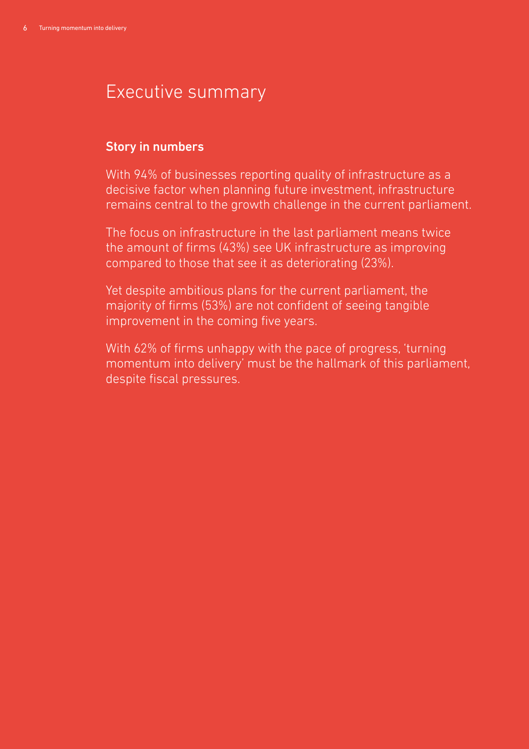# Executive summary

## Story in numbers

With 94% of businesses reporting quality of infrastructure as a decisive factor when planning future investment, infrastructure remains central to the growth challenge in the current parliament.

The focus on infrastructure in the last parliament means twice the amount of firms (43%) see UK infrastructure as improving compared to those that see it as deteriorating (23%).

Yet despite ambitious plans for the current parliament, the majority of firms (53%) are not confident of seeing tangible improvement in the coming five years.

With 62% of firms unhappy with the pace of progress, 'turning momentum into delivery' must be the hallmark of this parliament, despite fiscal pressures.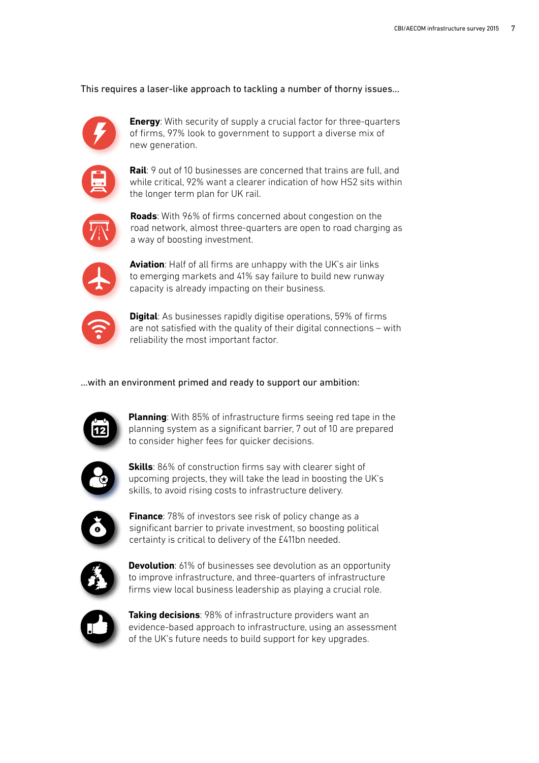This requires a laser-like approach to tackling a number of thorny issues...

**Energy**: With security of supply a crucial factor for three-quarters of firms, 97% look to government to support a diverse mix of new generation.

**Rail**: 9 out of 10 businesses are concerned that trains are full, and while critical, 92% want a clearer indication of how HS2 sits within the longer term plan for UK rail.

**Roads**: With 96% of firms concerned about congestion on the road network, almost three-quarters are open to road charging as a way of boosting investment.

**Aviation**: Half of all firms are unhappy with the UK's air links to emerging markets and 41% say failure to build new runway capacity is already impacting on their business.

**Digital**: As businesses rapidly digitise operations, 59% of firms are not satisfied with the quality of their digital connections – with reliability the most important factor.

...with an environment primed and ready to support our ambition:

**Planning**: With 85% of infrastructure firms seeing red tape in the planning system as a significant barrier, 7 out of 10 are prepared to consider higher fees for quicker decisions.

**Skills**: 86% of construction firms say with clearer sight of upcoming projects, they will take the lead in boosting the UK's skills, to avoid rising costs to infrastructure delivery.

**Finance**: 78% of investors see risk of policy change as a significant barrier to private investment, so boosting political certainty is critical to delivery of the £411bn needed.

**Devolution**: 61% of businesses see devolution as an opportunity to improve infrastructure, and three-quarters of infrastructure firms view local business leadership as playing a crucial role.

**Taking decisions**: 98% of infrastructure providers want an evidence-based approach to infrastructure, using an assessment of the UK's future needs to build support for key upgrades.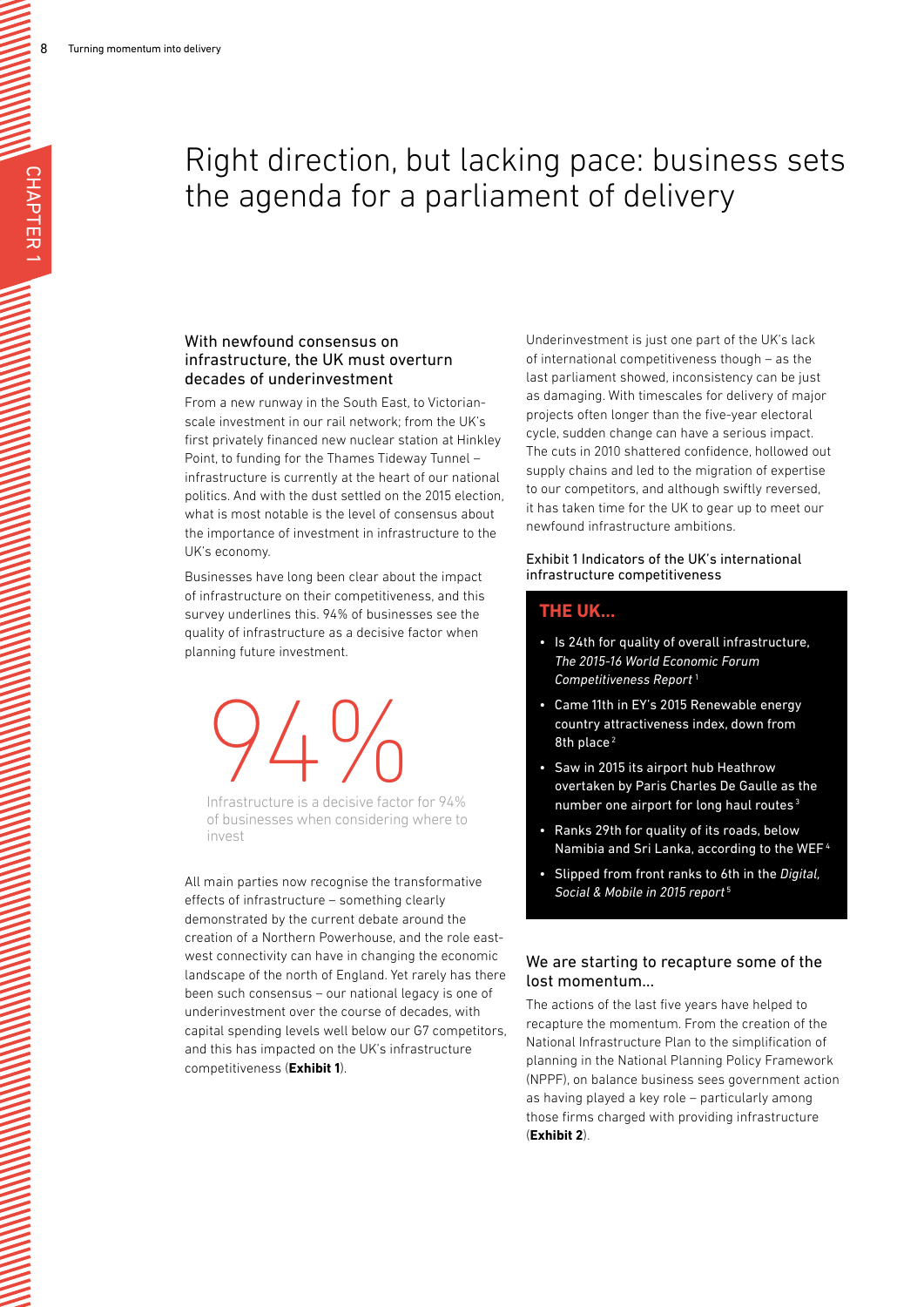# Right direction, but lacking pace: business sets the agenda for a parliament of delivery

### With newfound consensus on infrastructure, the UK must overturn decades of underinvestment

From a new runway in the South East, to Victorian-scale investment in our rail network; from the UK's first privately financed new nuclear station at Hinkley Point, to funding for the Thames Tideway Tunnel – infrastructure is currently at the heart of our national politics. And with the dust settled on the 2015 election, what is most notable is the level of consensus about the importance of investment in infrastructure to the UK's economy.

Businesses have long been clear about the impact of infrastructure on their competitiveness, and this survey underlines this. 94% of businesses see the quality of infrastructure as a decisive factor when planning future investment.

**94%**

Infrastructure is a decisive factor for 94% of businesses when considering where to invest

All main parties now recognise the transformative effects of infrastructure – something clearly demonstrated by the current debate around the creation of a Northern Powerhouse, and the role east-west connectivity can have in changing the economic landscape of the north of England. Yet rarely has there been such consensus – our national legacy is one of underinvestment over the course of decades, with capital spending levels well below our G7 competitors, and this has impacted on the UK's infrastructure competitiveness (**Exhibit 1**).

Underinvestment is just one part of the UK's lack of international competitiveness though – as the last parliament showed, inconsistency can be just as damaging. With timescales for delivery of major projects often longer than the five-year electoral cycle, sudden change can have a serious impact. The cuts in 2010 shattered confidence, hollowed out supply chains and led to the migration of expertise to our competitors, and although swiftly reversed, it has taken time for the UK to gear up to meet our newfound infrastructure ambitions.

Exhibit 1 Indicators of the UK's international infrastructure competitiveness

**THE UK...**

- Is 24th for quality of overall infrastructure, *The 2015-16 World Economic Forum Competitiveness Report* [1]
- Came 11th in EY's 2015 Renewable energy country attractiveness index, down from 8th place [2]
- Saw in 2015 its airport hub Heathrow overtaken by Paris Charles De Gaulle as the number one airport for long haul routes [3]
- Ranks 29th for quality of its roads, below Namibia and Sri Lanka, according to the WEF [4]
- Slipped from front ranks to 6th in the *Digital, Social & Mobile in 2015 report* [5]

### We are starting to recapture some of the lost momentum...

The actions of the last five years have helped to recapture the momentum. From the creation of the National Infrastructure Plan to the simplification of planning in the National Planning Policy Framework (NPPF), on balance business sees government action as having played a key role – particularly among those firms charged with providing infrastructure (**Exhibit 2**).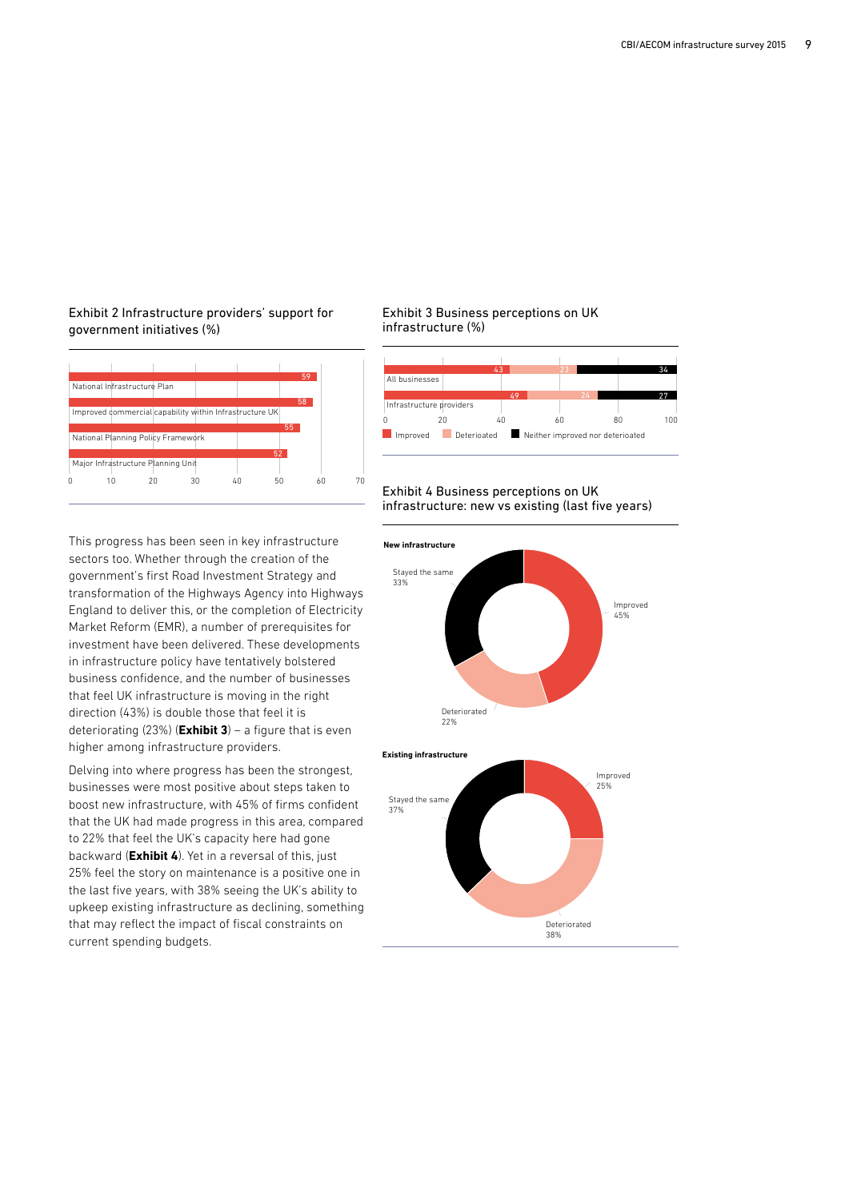### Exhibit 2 Infrastructure providers' support for government initiatives (%)

| Initiative | % |
|---|---|
| National Infrastructure Plan | 59 |
| Improved commercial capability within Infrastructure UK | 58 |
| National Planning Policy Framework | 55 |
| Major Infrastructure Planning Unit | 52 |

### Exhibit 3 Business perceptions on UK infrastructure (%)

| | Improved | Deteriorated | Neither improved nor deteriorated |
|---|---|---|---|
| All businesses | 43 | 23 | 34 |
| Infrastructure providers | 49 | 24 | 27 |

### Exhibit 4 Business perceptions on UK infrastructure: new vs existing (last five years)

**New infrastructure**

| | % |
|---|---|
| Improved | 45% |
| Deteriorated | 22% |
| Stayed the same | 33% |

**Existing infrastructure**

| | % |
|---|---|
| Improved | 25% |
| Deteriorated | 38% |
| Stayed the same | 37% |

This progress has been seen in key infrastructure sectors too. Whether through the creation of the government's first Road Investment Strategy and transformation of the Highways Agency into Highways England to deliver this, or the completion of Electricity Market Reform (EMR), a number of prerequisites for investment have been delivered. These developments in infrastructure policy have tentatively bolstered business confidence, and the number of businesses that feel UK infrastructure is moving in the right direction (43%) is double those that feel it is deteriorating (23%) (**Exhibit 3**) – a figure that is even higher among infrastructure providers.

Delving into where progress has been the strongest, businesses were most positive about steps taken to boost new infrastructure, with 45% of firms confident that the UK had made progress in this area, compared to 22% that feel the UK's capacity here had gone backward (**Exhibit 4**). Yet in a reversal of this, just 25% feel the story on maintenance is a positive one in the last five years, with 38% seeing the UK's ability to upkeep existing infrastructure as declining, something that may reflect the impact of fiscal constraints on current spending budgets.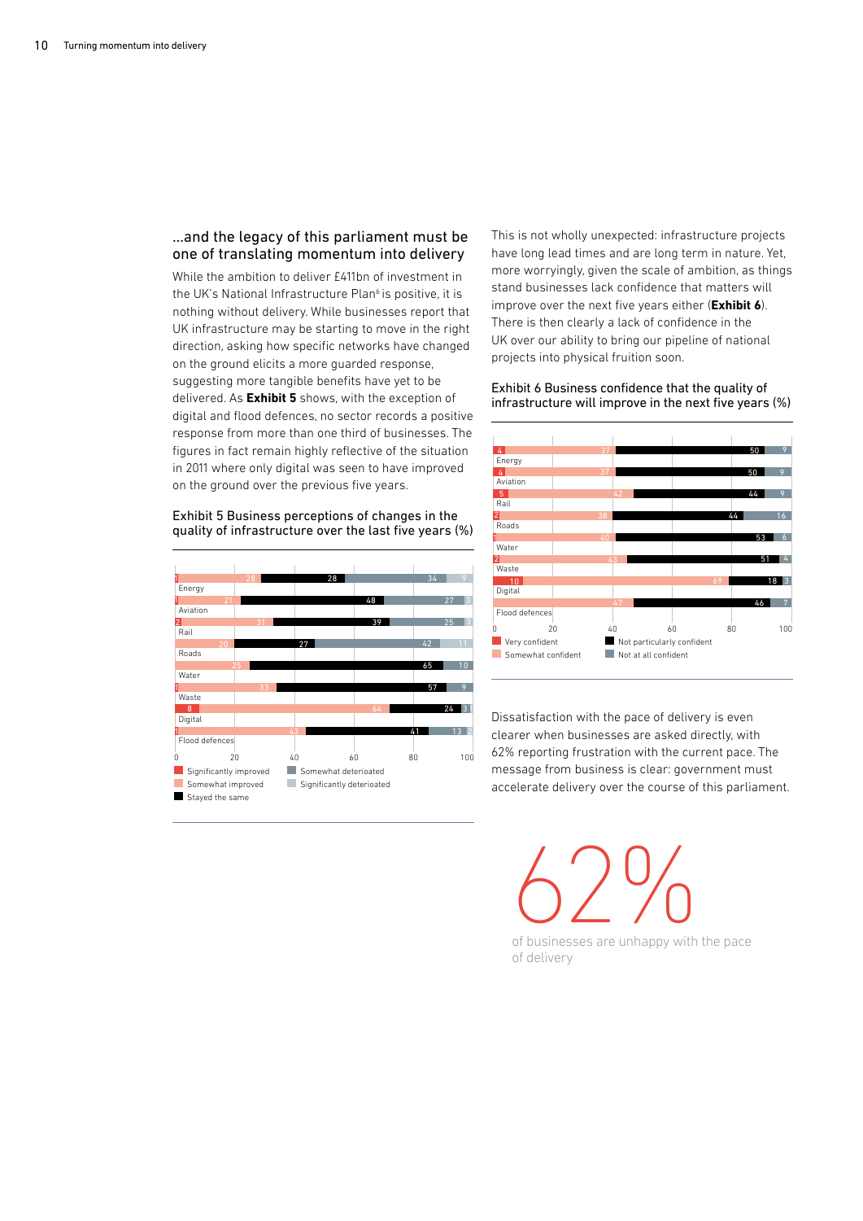## ...and the legacy of this parliament must be one of translating momentum into delivery

While the ambition to deliver £411bn of investment in the UK's National Infrastructure Plan[6] is positive, it is nothing without delivery. While businesses report that UK infrastructure may be starting to move in the right direction, asking how specific networks have changed on the ground elicits a more guarded response, suggesting more tangible benefits have yet to be delivered. As **Exhibit 5** shows, with the exception of digital and flood defences, no sector records a positive response from more than one third of businesses. The figures in fact remain highly reflective of the situation in 2011 where only digital was seen to have improved on the ground over the previous five years.

Exhibit 5 Business perceptions of changes in the quality of infrastructure over the last five years (%)

| Sector | Significantly improved | Somewhat improved | Stayed the same | Somewhat deteriorated | Significantly deteriorated |
|---|---|---|---|---|---|
| Energy | 1 | 28 | 28 | 34 | 9 |
| Aviation | 1 | 21 | 48 | 27 | 3 |
| Rail | 2 | 31 | 39 | 25 | 3 |
| Roads | | 20 | 27 | 42 | 11 |
| Water | | 25 | 65 | 10 | |
| Waste | 1 | 33 | 57 | 9 | |
| Digital | 8 | 64 | 24 | 3 | 1 |
| Flood defences | 1 | 43 | 41 | 13 | 2 |

This is not wholly unexpected: infrastructure projects have long lead times and are long term in nature. Yet, more worryingly, given the scale of ambition, as things stand businesses lack confidence that matters will improve over the next five years either (**Exhibit 6**). There is then clearly a lack of confidence in the UK over our ability to bring our pipeline of national projects into physical fruition soon.

Exhibit 6 Business confidence that the quality of infrastructure will improve in the next five years (%)

| Sector | Very confident | Somewhat confident | Not particularly confident | Not at all confident |
|---|---|---|---|---|
| Energy | 4 | 37 | 50 | 9 |
| Aviation | 4 | 37 | 50 | 9 |
| Rail | 5 | 42 | 44 | 9 |
| Roads | 2 | 38 | 44 | 16 |
| Water | 1 | 40 | 53 | 6 |
| Waste | 2 | 43 | 51 | 4 |
| Digital | 10 | 69 | 18 | 3 |
| Flood defences | | 47 | 46 | 7 |

Dissatisfaction with the pace of delivery is even clearer when businesses are asked directly, with 62% reporting frustration with the current pace. The message from business is clear: government must accelerate delivery over the course of this parliament.

**62%**

of businesses are unhappy with the pace of delivery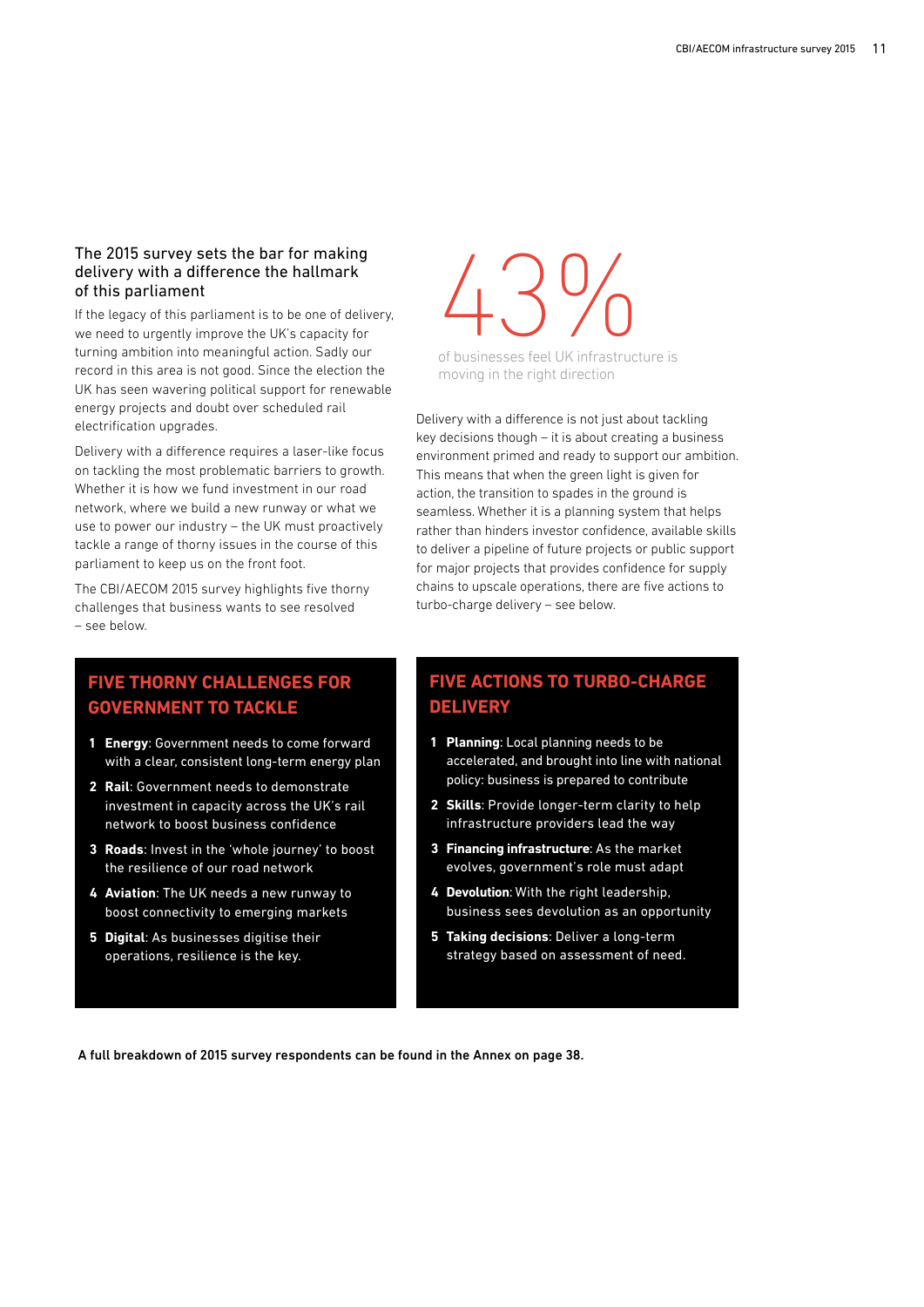## The 2015 survey sets the bar for making delivery with a difference the hallmark of this parliament

If the legacy of this parliament is to be one of delivery, we need to urgently improve the UK's capacity for turning ambition into meaningful action. Sadly our record in this area is not good. Since the election the UK has seen wavering political support for renewable energy projects and doubt over scheduled rail electrification upgrades.

Delivery with a difference requires a laser-like focus on tackling the most problematic barriers to growth. Whether it is how we fund investment in our road network, where we build a new runway or what we use to power our industry – the UK must proactively tackle a range of thorny issues in the course of this parliament to keep us on the front foot.

The CBI/AECOM 2015 survey highlights five thorny challenges that business wants to see resolved – see below.

43%

of businesses feel UK infrastructure is moving in the right direction

Delivery with a difference is not just about tackling key decisions though – it is about creating a business environment primed and ready to support our ambition. This means that when the green light is given for action, the transition to spades in the ground is seamless. Whether it is a planning system that helps rather than hinders investor confidence, available skills to deliver a pipeline of future projects or public support for major projects that provides confidence for supply chains to upscale operations, there are five actions to turbo-charge delivery – see below.

### FIVE THORNY CHALLENGES FOR GOVERNMENT TO TACKLE

1. **Energy**: Government needs to come forward with a clear, consistent long-term energy plan
2. **Rail**: Government needs to demonstrate investment in capacity across the UK's rail network to boost business confidence
3. **Roads**: Invest in the 'whole journey' to boost the resilience of our road network
4. **Aviation**: The UK needs a new runway to boost connectivity to emerging markets
5. **Digital**: As businesses digitise their operations, resilience is the key.

### FIVE ACTIONS TO TURBO-CHARGE DELIVERY

1. **Planning**: Local planning needs to be accelerated, and brought into line with national policy: business is prepared to contribute
2. **Skills**: Provide longer-term clarity to help infrastructure providers lead the way
3. **Financing infrastructure**: As the market evolves, government's role must adapt
4. **Devolution**: With the right leadership, business sees devolution as an opportunity
5. **Taking decisions**: Deliver a long-term strategy based on assessment of need.

**A full breakdown of 2015 survey respondents can be found in the Annex on page 38.**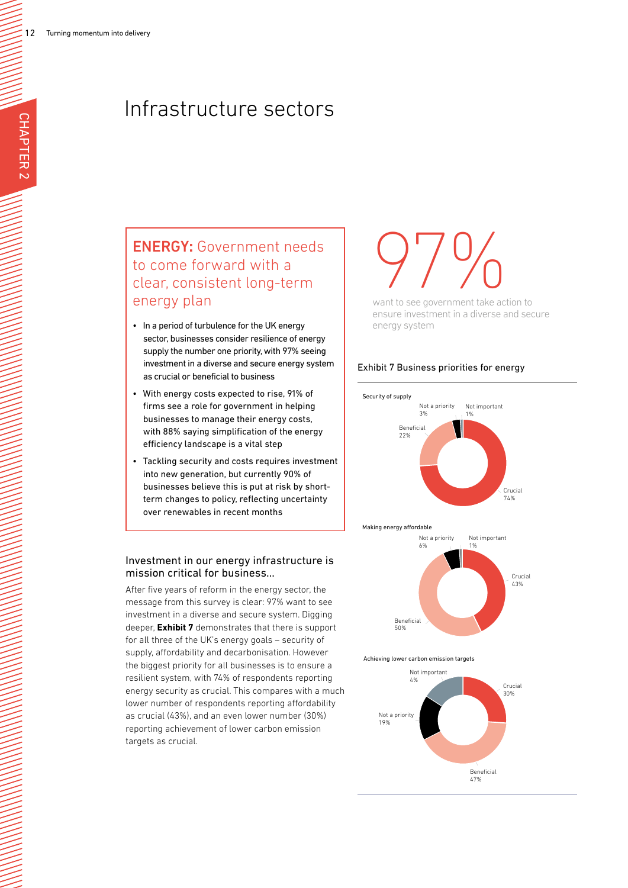# Infrastructure sectors

## ENERGY: Government needs to come forward with a clear, consistent long-term energy plan

- In a period of turbulence for the UK energy sector, businesses consider resilience of energy supply the number one priority, with 97% seeing investment in a diverse and secure energy system as crucial or beneficial to business
- With energy costs expected to rise, 91% of firms see a role for government in helping businesses to manage their energy costs, with 88% saying simplification of the energy efficiency landscape is a vital step
- Tackling security and costs requires investment into new generation, but currently 90% of businesses believe this is put at risk by short-term changes to policy, reflecting uncertainty over renewables in recent months

97%

want to see government take action to ensure investment in a diverse and secure energy system

### Investment in our energy infrastructure is mission critical for business...

After five years of reform in the energy sector, the message from this survey is clear: 97% want to see investment in a diverse and secure system. Digging deeper, **Exhibit 7** demonstrates that there is support for all three of the UK's energy goals – security of supply, affordability and decarbonisation. However the biggest priority for all businesses is to ensure a resilient system, with 74% of respondents reporting energy security as crucial. This compares with a much lower number of respondents reporting affordability as crucial (43%), and an even lower number (30%) reporting achievement of lower carbon emission targets as crucial.

Exhibit 7 Business priorities for energy

| | Crucial | Beneficial | Not a priority | Not important |
|---|---|---|---|---|
| Security of supply | 74% | 22% | 3% | 1% |
| Making energy affordable | 43% | 50% | 6% | 1% |
| Achieving lower carbon emission targets | 30% | 47% | 19% | 4% |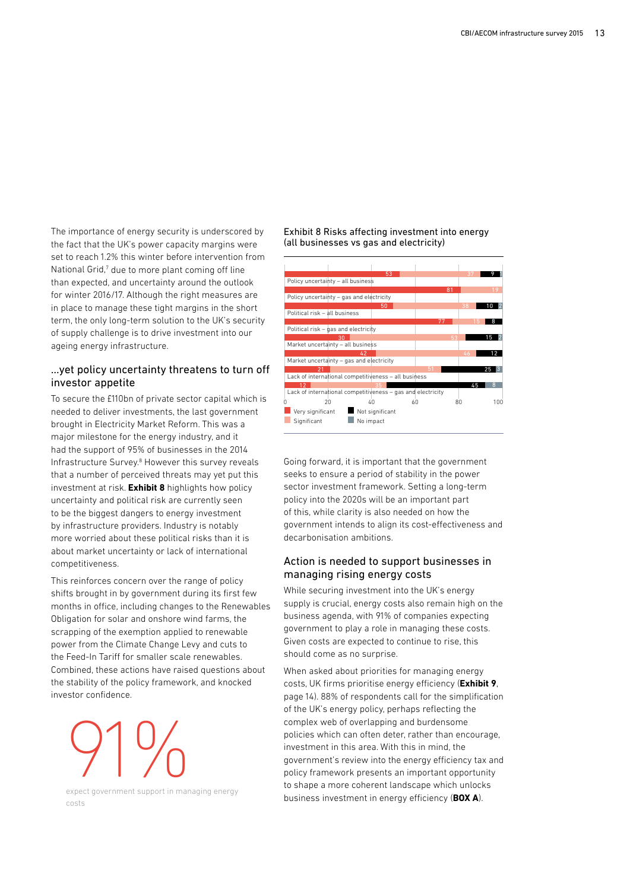The importance of energy security is underscored by the fact that the UK's power capacity margins were set to reach 1.2% this winter before intervention from National Grid,[7] due to more plant coming off line than expected, and uncertainty around the outlook for winter 2016/17. Although the right measures are in place to manage these tight margins in the short term, the only long-term solution to the UK's security of supply challenge is to drive investment into our ageing energy infrastructure.

## ...yet policy uncertainty threatens to turn off investor appetite

To secure the £110bn of private sector capital which is needed to deliver investments, the last government brought in Electricity Market Reform. This was a major milestone for the energy industry, and it had the support of 95% of businesses in the 2014 Infrastructure Survey.[8] However this survey reveals that a number of perceived threats may yet put this investment at risk. **Exhibit 8** highlights how policy uncertainty and political risk are currently seen to be the biggest dangers to energy investment by infrastructure providers. Industry is notably more worried about these political risks than it is about market uncertainty or lack of international competitiveness.

This reinforces concern over the range of policy shifts brought in by government during its first few months in office, including changes to the Renewables Obligation for solar and onshore wind farms, the scrapping of the exemption applied to renewable power from the Climate Change Levy and cuts to the Feed-In Tariff for smaller scale renewables. Combined, these actions have raised questions about the stability of the policy framework, and knocked investor confidence.

91%

expect government support in managing energy costs

Exhibit 8 Risks affecting investment into energy (all businesses vs gas and electricity)

| | Very significant | Significant | Not significant | No impact |
|---|---|---|---|---|
| Policy uncertainty – all business | 53 | 37 | 9 | 1 |
| Policy uncertainty – gas and electricity | 81 | 19 | | |
| Political risk – all business | 50 | 38 | 10 | 2 |
| Political risk – gas and electricity | 77 | 15 | 8 | |
| Market uncertainty – all business | 30 | 53 | 15 | 2 |
| Market uncertainty – gas and electricity | 42 | 46 | 12 | |
| Lack of international competitiveness – all business | 21 | 51 | 25 | 3 |
| Lack of international competitiveness – gas and electricity | 12 | 35 | 45 | 8 |

Going forward, it is important that the government seeks to ensure a period of stability in the power sector investment framework. Setting a long-term policy into the 2020s will be an important part of this, while clarity is also needed on how the government intends to align its cost-effectiveness and decarbonisation ambitions.

## Action is needed to support businesses in managing rising energy costs

While securing investment into the UK's energy supply is crucial, energy costs also remain high on the business agenda, with 91% of companies expecting government to play a role in managing these costs. Given costs are expected to continue to rise, this should come as no surprise.

When asked about priorities for managing energy costs, UK firms prioritise energy efficiency (**Exhibit 9**, page 14). 88% of respondents call for the simplification of the UK's energy policy, perhaps reflecting the complex web of overlapping and burdensome policies which can often deter, rather than encourage, investment in this area. With this in mind, the government's review into the energy efficiency tax and policy framework presents an important opportunity to shape a more coherent landscape which unlocks business investment in energy efficiency (**BOX A**).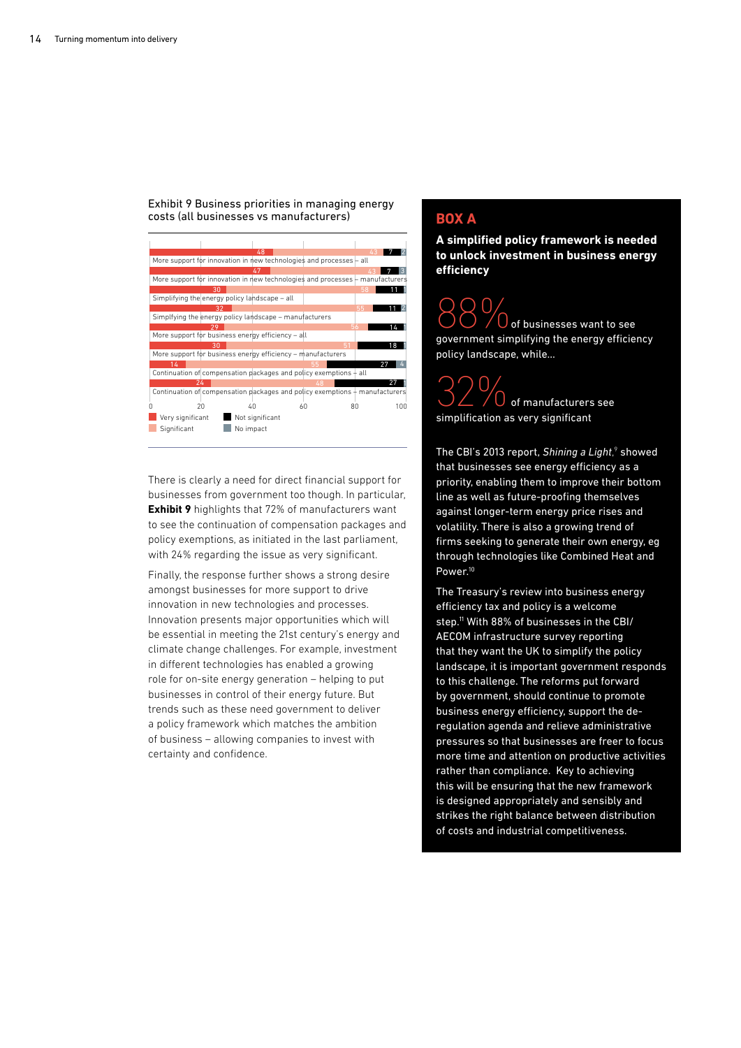Exhibit 9 Business priorities in managing energy costs (all businesses vs manufacturers)

| | Very significant | Significant | Not significant | No impact |
|---|---|---|---|---|
| More support for innovation in new technologies and processes – all | 48 | 43 | 7 | 2 |
| More support for innovation in new technologies and processes – manufacturers | 47 | 43 | 7 | 3 |
| Simplifying the energy policy landscape – all | 30 | 58 | 11 | |
| Simplfying the energy policy landscape – manufacturers | 32 | 55 | 11 | 2 |
| More support for business energy efficiency – all | 29 | 56 | 14 | |
| More support for business energy efficiency – manufacturers | 30 | 51 | 18 | |
| Continuation of compensation packages and policy exemptions – all | 14 | 55 | 27 | 4 |
| Continuation of compensation packages and policy exemptions – manufacturers | 24 | 48 | 27 | |

There is clearly a need for direct financial support for businesses from government too though. In particular, **Exhibit 9** highlights that 72% of manufacturers want to see the continuation of compensation packages and policy exemptions, as initiated in the last parliament, with 24% regarding the issue as very significant.

Finally, the response further shows a strong desire amongst businesses for more support to drive innovation in new technologies and processes. Innovation presents major opportunities which will be essential in meeting the 21st century's energy and climate change challenges. For example, investment in different technologies has enabled a growing role for on-site energy generation – helping to put businesses in control of their energy future. But trends such as these need government to deliver a policy framework which matches the ambition of business – allowing companies to invest with certainty and confidence.

## BOX A

**A simplified policy framework is needed to unlock investment in business energy efficiency**

88% of businesses want to see government simplifying the energy efficiency policy landscape, while...

32% of manufacturers see simplification as very significant

The CBI's 2013 report, *Shining a Light*,[9] showed that businesses see energy efficiency as a priority, enabling them to improve their bottom line as well as future-proofing themselves against longer-term energy price rises and volatility. There is also a growing trend of firms seeking to generate their own energy, eg through technologies like Combined Heat and Power.[10]

The Treasury's review into business energy efficiency tax and policy is a welcome step.[11] With 88% of businesses in the CBI/AECOM infrastructure survey reporting that they want the UK to simplify the policy landscape, it is important government responds to this challenge. The reforms put forward by government, should continue to promote business energy efficiency, support the de-regulation agenda and relieve administrative pressures so that businesses are freer to focus more time and attention on productive activities rather than compliance. Key to achieving this will be ensuring that the new framework is designed appropriately and sensibly and strikes the right balance between distribution of costs and industrial competitiveness.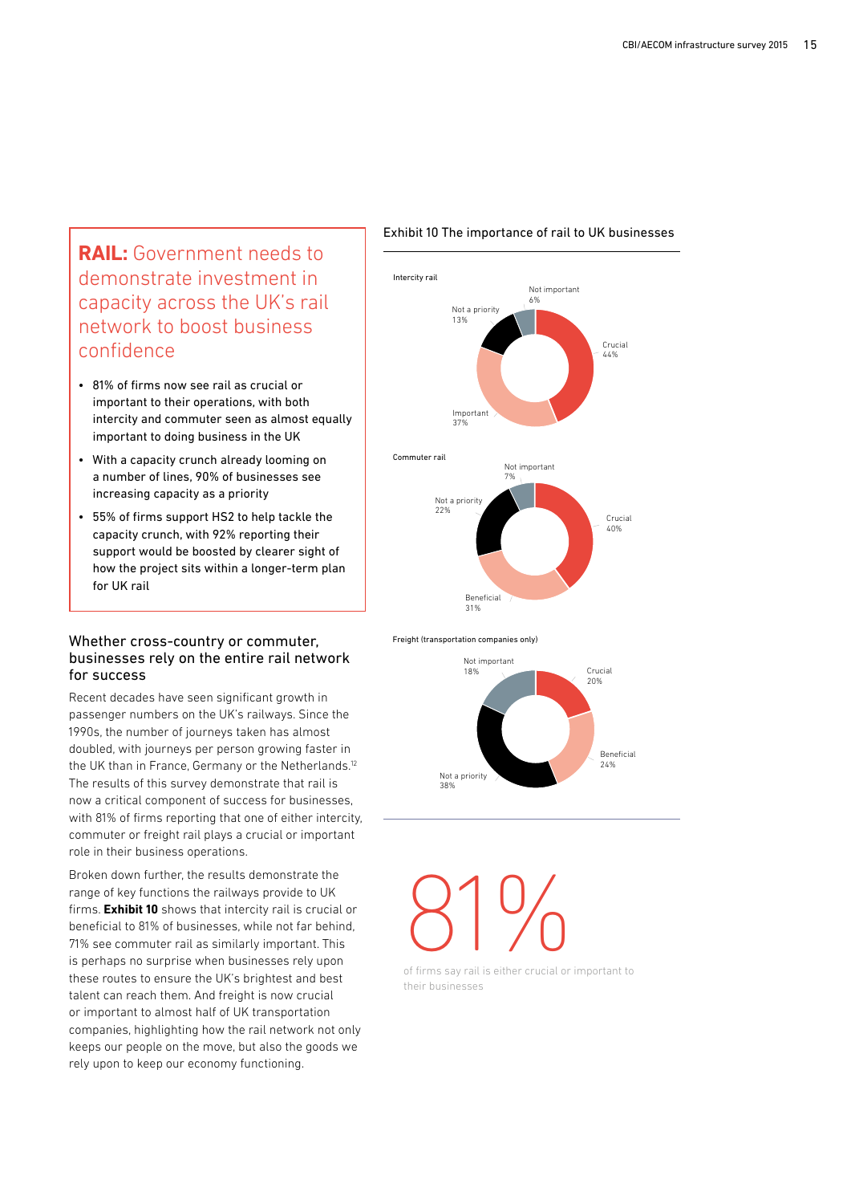## **RAIL:** Government needs to demonstrate investment in capacity across the UK's rail network to boost business confidence

- 81% of firms now see rail as crucial or important to their operations, with both intercity and commuter seen as almost equally important to doing business in the UK
- With a capacity crunch already looming on a number of lines, 90% of businesses see increasing capacity as a priority
- 55% of firms support HS2 to help tackle the capacity crunch, with 92% reporting their support would be boosted by clearer sight of how the project sits within a longer-term plan for UK rail

### Whether cross-country or commuter, businesses rely on the entire rail network for success

Recent decades have seen significant growth in passenger numbers on the UK's railways. Since the 1990s, the number of journeys taken has almost doubled, with journeys per person growing faster in the UK than in France, Germany or the Netherlands.[12] The results of this survey demonstrate that rail is now a critical component of success for businesses, with 81% of firms reporting that one of either intercity, commuter or freight rail plays a crucial or important role in their business operations.

Broken down further, the results demonstrate the range of key functions the railways provide to UK firms. **Exhibit 10** shows that intercity rail is crucial or beneficial to 81% of businesses, while not far behind, 71% see commuter rail as similarly important. This is perhaps no surprise when businesses rely upon these routes to ensure the UK's brightest and best talent can reach them. And freight is now crucial or important to almost half of UK transportation companies, highlighting how the rail network not only keeps our people on the move, but also the goods we rely upon to keep our economy functioning.

Exhibit 10 The importance of rail to UK businesses

**Intercity rail**

| Response | % |
|---|---|
| Crucial | 44% |
| Important | 37% |
| Not a priority | 13% |
| Not important | 6% |

**Commuter rail**

| Response | % |
|---|---|
| Crucial | 40% |
| Beneficial | 31% |
| Not a priority | 22% |
| Not important | 7% |

**Freight (transportation companies only)**

| Response | % |
|---|---|
| Crucial | 20% |
| Beneficial | 24% |
| Not a priority | 38% |
| Not important | 18% |

81%

of firms say rail is either crucial or important to their businesses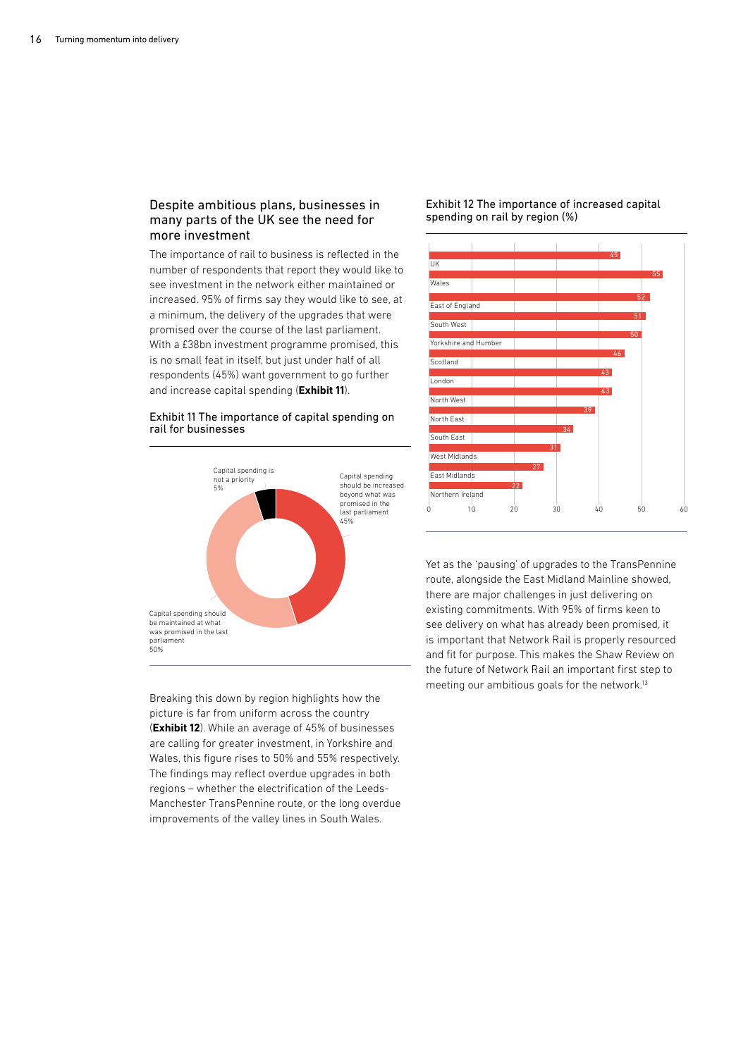## Despite ambitious plans, businesses in many parts of the UK see the need for more investment

The importance of rail to business is reflected in the number of respondents that report they would like to see investment in the network either maintained or increased. 95% of firms say they would like to see, at a minimum, the delivery of the upgrades that were promised over the course of the last parliament. With a £38bn investment programme promised, this is no small feat in itself, but just under half of all respondents (45%) want government to go further and increase capital spending (**Exhibit 11**).

### Exhibit 11 The importance of capital spending on rail for businesses

| Response | % |
|---|---|
| Capital spending should be increased beyond what was promised in the last parliament | 45% |
| Capital spending should be maintained at what was promised in the last parliament | 50% |
| Capital spending is not a priority | 5% |

Breaking this down by region highlights how the picture is far from uniform across the country (**Exhibit 12**). While an average of 45% of businesses are calling for greater investment, in Yorkshire and Wales, this figure rises to 50% and 55% respectively. The findings may reflect overdue upgrades in both regions – whether the electrification of the Leeds-Manchester TransPennine route, or the long overdue improvements of the valley lines in South Wales.

### Exhibit 12 The importance of increased capital spending on rail by region (%)

| Region | % |
|---|---|
| UK | 45 |
| Wales | 55 |
| East of England | 52 |
| South West | 51 |
| Yorkshire and Humber | 50 |
| Scotland | 46 |
| London | 43 |
| North West | 43 |
| North East | 39 |
| South East | 34 |
| West Midlands | 31 |
| East Midlands | 27 |
| Northern Ireland | 22 |

Yet as the 'pausing' of upgrades to the TransPennine route, alongside the East Midland Mainline showed, there are major challenges in just delivering on existing commitments. With 95% of firms keen to see delivery on what has already been promised, it is important that Network Rail is properly resourced and fit for purpose. This makes the Shaw Review on the future of Network Rail an important first step to meeting our ambitious goals for the network.[13]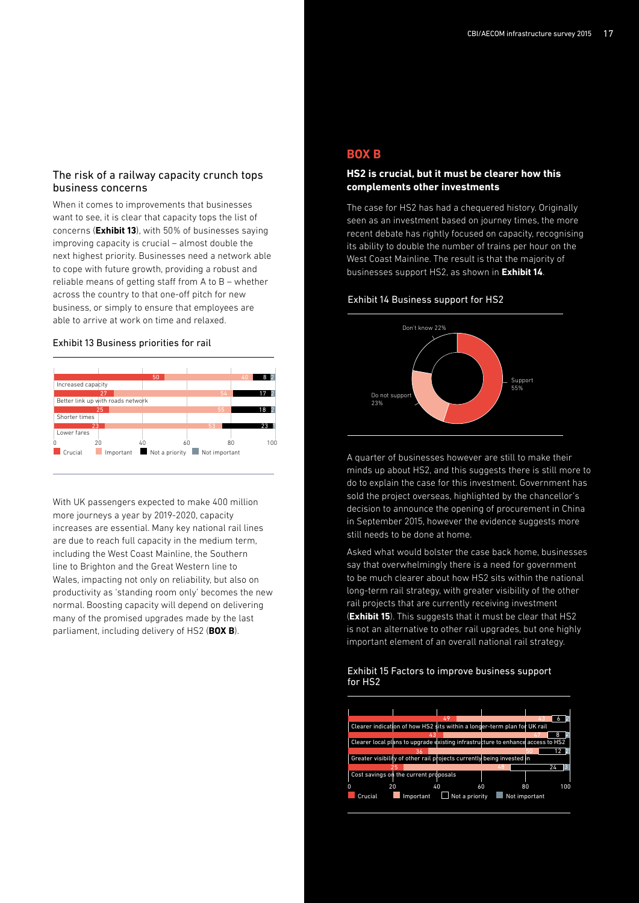## The risk of a railway capacity crunch tops business concerns

When it comes to improvements that businesses want to see, it is clear that capacity tops the list of concerns (**Exhibit 13**), with 50% of businesses saying improving capacity is crucial – almost double the next highest priority. Businesses need a network able to cope with future growth, providing a robust and reliable means of getting staff from A to B – whether across the country to that one-off pitch for new business, or simply to ensure that employees are able to arrive at work on time and relaxed.

Exhibit 13 Business priorities for rail

| | Crucial | Important | Not a priority | Not important |
|---|---|---|---|---|
| Increased capacity | 50 | 40 | 8 | 2 |
| Better link up with roads network | 27 | 54 | 17 | 2 |
| Shorter times | 25 | 55 | 18 | 2 |
| Lower fares | 23 | 53 | 23 | 1 |

With UK passengers expected to make 400 million more journeys a year by 2019-2020, capacity increases are essential. Many key national rail lines are due to reach full capacity in the medium term, including the West Coast Mainline, the Southern line to Brighton and the Great Western line to Wales, impacting not only on reliability, but also on productivity as 'standing room only' becomes the new normal. Boosting capacity will depend on delivering many of the promised upgrades made by the last parliament, including delivery of HS2 (**BOX B**).

## BOX B

### HS2 is crucial, but it must be clearer how this complements other investments

The case for HS2 has had a chequered history. Originally seen as an investment based on journey times, the more recent debate has rightly focused on capacity, recognising its ability to double the number of trains per hour on the West Coast Mainline. The result is that the majority of businesses support HS2, as shown in **Exhibit 14**.

Exhibit 14 Business support for HS2

| Response | % |
|---|---|
| Support | 55% |
| Do not support | 23% |
| Don't know | 22% |

A quarter of businesses however are still to make their minds up about HS2, and this suggests there is still more to do to explain the case for this investment. Government has sold the project overseas, highlighted by the chancellor's decision to announce the opening of procurement in China in September 2015, however the evidence suggests more still needs to be done at home.

Asked what would bolster the case back home, businesses say that overwhelmingly there is a need for government to be much clearer about how HS2 sits within the national long-term rail strategy, with greater visibility of the other rail projects that are currently receiving investment (**Exhibit 15**). This suggests that it must be clear that HS2 is not an alternative to other rail upgrades, but one highly important element of an overall national rail strategy.

Exhibit 15 Factors to improve business support for HS2

| | Crucial | Important | Not a priority | Not important |
|---|---|---|---|---|
| Clearer indication of how HS2 sits within a longer-term plan for UK rail | 49 | 43 | 6 | 2 |
| Clearer local plans to upgrade existing infrastructure to enhance access to HS2 | 43 | 47 | 8 | 2 |
| Greater visibility of other rail projects currently being invested in | 36 | 50 | 12 | 2 |
| Cost savings on the current proposals | 25 | 48 | 24 | 3 |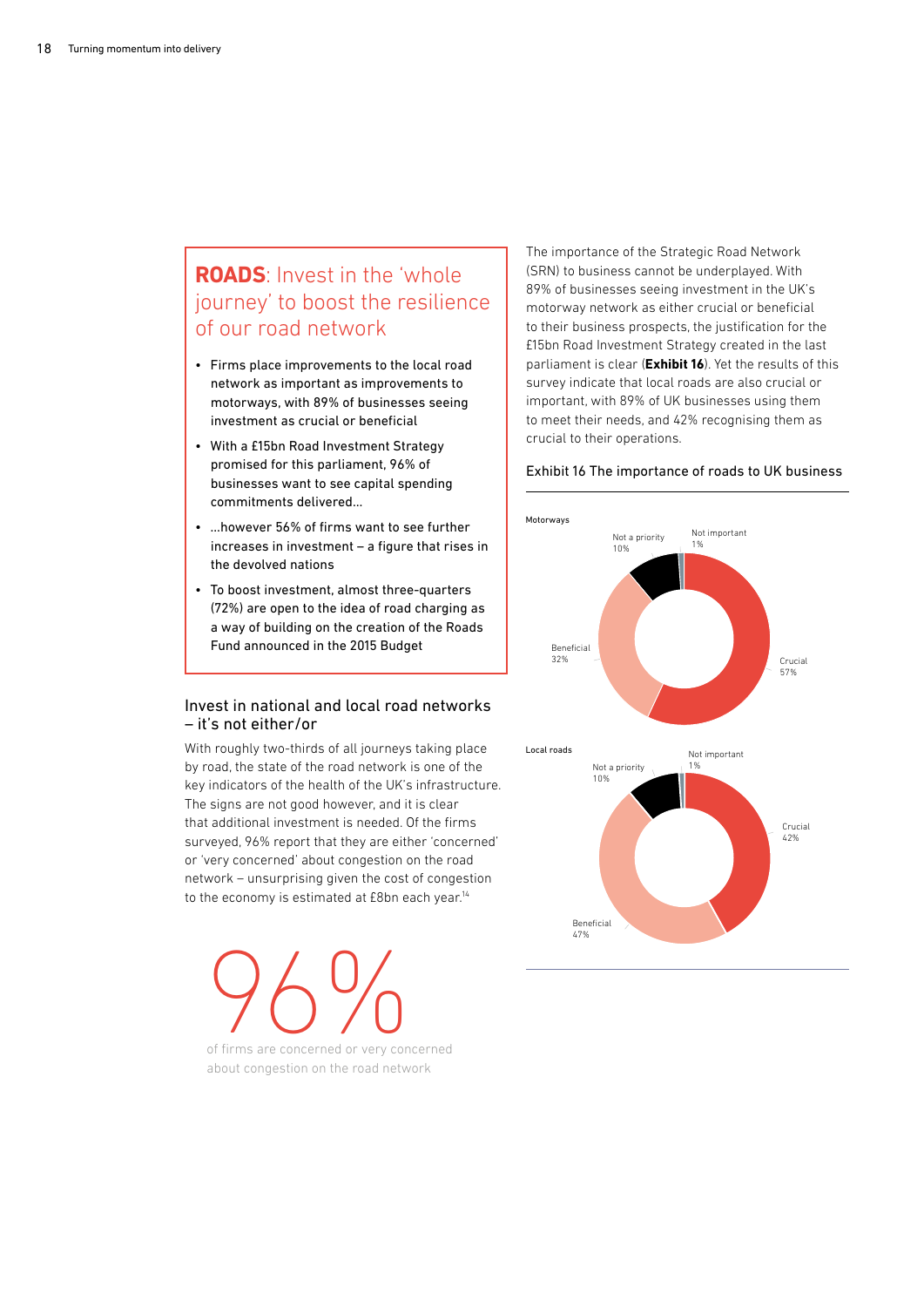## **ROADS**: Invest in the 'whole journey' to boost the resilience of our road network

- Firms place improvements to the local road network as important as improvements to motorways, with 89% of businesses seeing investment as crucial or beneficial
- With a £15bn Road Investment Strategy promised for this parliament, 96% of businesses want to see capital spending commitments delivered...
- ...however 56% of firms want to see further increases in investment – a figure that rises in the devolved nations
- To boost investment, almost three-quarters (72%) are open to the idea of road charging as a way of building on the creation of the Roads Fund announced in the 2015 Budget

### Invest in national and local road networks – it's not either/or

With roughly two-thirds of all journeys taking place by road, the state of the road network is one of the key indicators of the health of the UK's infrastructure. The signs are not good however, and it is clear that additional investment is needed. Of the firms surveyed, 96% report that they are either 'concerned' or 'very concerned' about congestion on the road network – unsurprising given the cost of congestion to the economy is estimated at £8bn each year.[14]

96%

of firms are concerned or very concerned about congestion on the road network

The importance of the Strategic Road Network (SRN) to business cannot be underplayed. With 89% of businesses seeing investment in the UK's motorway network as either crucial or beneficial to their business prospects, the justification for the £15bn Road Investment Strategy created in the last parliament is clear (**Exhibit 16**). Yet the results of this survey indicate that local roads are also crucial or important, with 89% of UK businesses using them to meet their needs, and 42% recognising them as crucial to their operations.

Exhibit 16 The importance of roads to UK business

Motorways

| Response | % |
|---|---|
| Crucial | 57% |
| Beneficial | 32% |
| Not a priority | 10% |
| Not important | 1% |

Local roads

| Response | % |
|---|---|
| Crucial | 42% |
| Beneficial | 47% |
| Not a priority | 10% |
| Not important | 1% |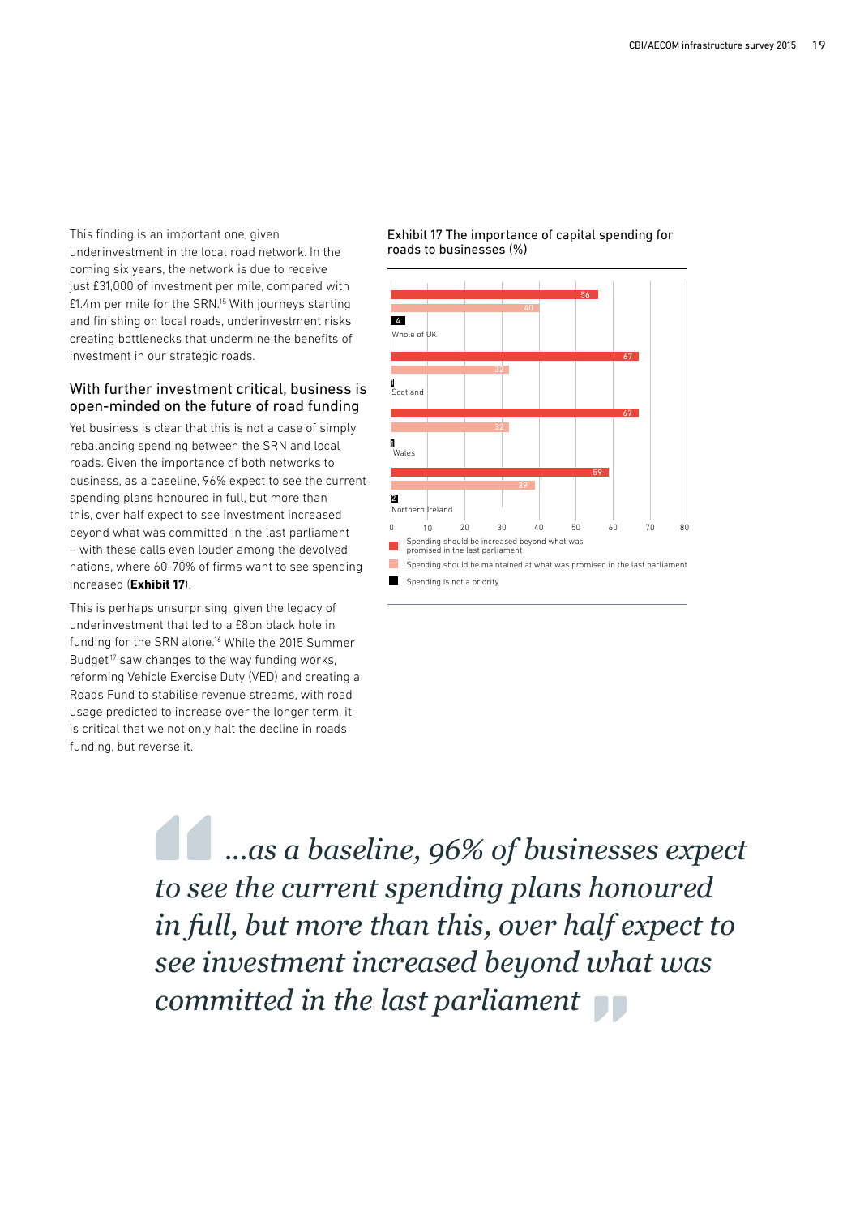This finding is an important one, given underinvestment in the local road network. In the coming six years, the network is due to receive just £31,000 of investment per mile, compared with £1.4m per mile for the SRN.[15] With journeys starting and finishing on local roads, underinvestment risks creating bottlenecks that undermine the benefits of investment in our strategic roads.

## With further investment critical, business is open-minded on the future of road funding

Yet business is clear that this is not a case of simply rebalancing spending between the SRN and local roads. Given the importance of both networks to business, as a baseline, 96% expect to see the current spending plans honoured in full, but more than this, over half expect to see investment increased beyond what was committed in the last parliament – with these calls even louder among the devolved nations, where 60-70% of firms want to see spending increased (**Exhibit 17**).

This is perhaps unsurprising, given the legacy of underinvestment that led to a £8bn black hole in funding for the SRN alone.[16] While the 2015 Summer Budget[17] saw changes to the way funding works, reforming Vehicle Exercise Duty (VED) and creating a Roads Fund to stabilise revenue streams, with road usage predicted to increase over the longer term, it is critical that we not only halt the decline in roads funding, but reverse it.

Exhibit 17 The importance of capital spending for roads to businesses (%)

| | Spending should be increased beyond what was promised in the last parliament | Spending should be maintained at what was promised in the last parliament | Spending is not a priority |
|---|---|---|---|
| Whole of UK | 56 | 40 | 4 |
| Scotland | 67 | 32 | 1 |
| Wales | 67 | 32 | 1 |
| Northern Ireland | 59 | 39 | 2 |

> *…as a baseline, 96% of businesses expect to see the current spending plans honoured in full, but more than this, over half expect to see investment increased beyond what was committed in the last parliament*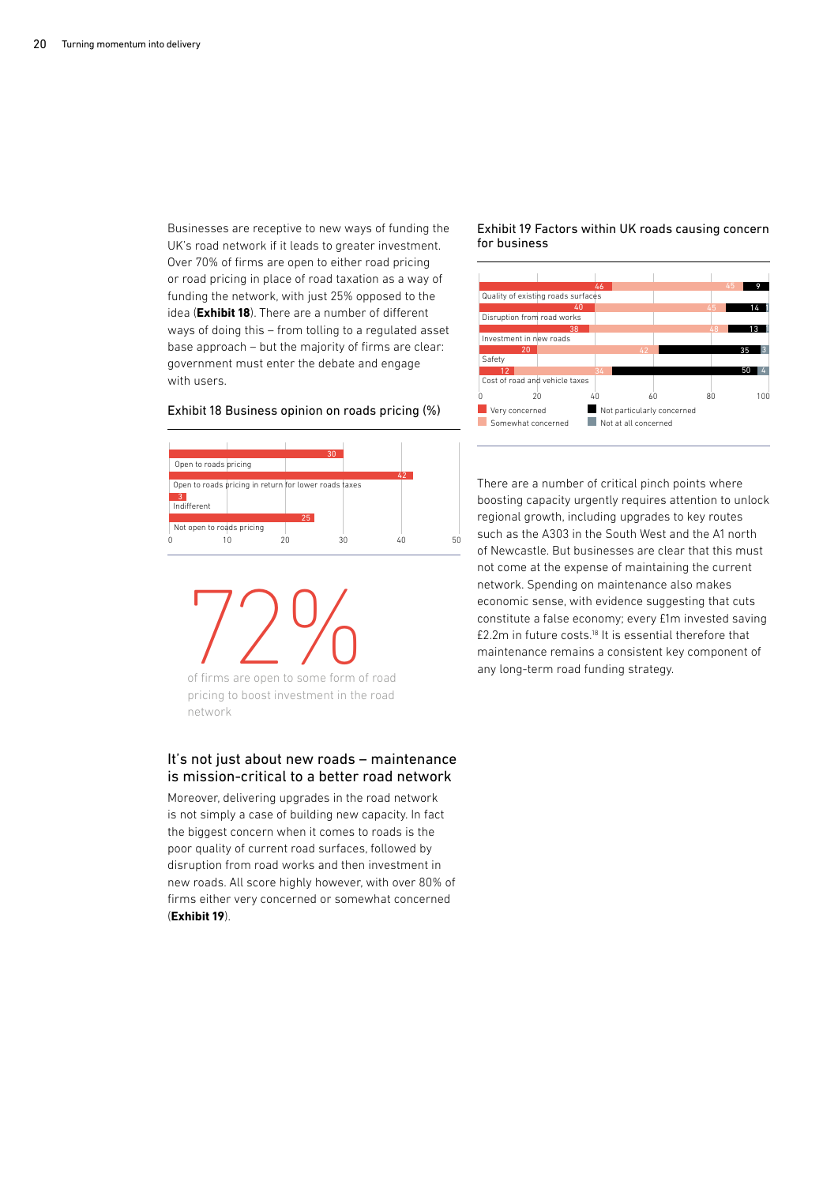Businesses are receptive to new ways of funding the UK's road network if it leads to greater investment. Over 70% of firms are open to either road pricing or road pricing in place of road taxation as a way of funding the network, with just 25% opposed to the idea (**Exhibit 18**). There are a number of different ways of doing this – from tolling to a regulated asset base approach – but the majority of firms are clear: government must enter the debate and engage with users.

Exhibit 18 Business opinion on roads pricing (%)

| Opinion | % |
|---|---|
| Open to roads pricing | 30 |
| Open to roads pricing in return for lower roads taxes | 42 |
| Indifferent | 3 |
| Not open to roads pricing | 25 |

72%

of firms are open to some form of road pricing to boost investment in the road network

## It's not just about new roads – maintenance is mission-critical to a better road network

Moreover, delivering upgrades in the road network is not simply a case of building new capacity. In fact the biggest concern when it comes to roads is the poor quality of current road surfaces, followed by disruption from road works and then investment in new roads. All score highly however, with over 80% of firms either very concerned or somewhat concerned (**Exhibit 19**).

Exhibit 19 Factors within UK roads causing concern for business

| Factor | Very concerned | Somewhat concerned | Not particularly concerned | Not at all concerned |
|---|---|---|---|---|
| Quality of existing roads surfaces | 46 | 45 | 9 | |
| Disruption from road works | 40 | 45 | 14 | 1 |
| Investment in new roads | 38 | 48 | 13 | 1 |
| Safety | 20 | 42 | 35 | 3 |
| Cost of road and vehicle taxes | 12 | 34 | 50 | 4 |

There are a number of critical pinch points where boosting capacity urgently requires attention to unlock regional growth, including upgrades to key routes such as the A303 in the South West and the A1 north of Newcastle. But businesses are clear that this must not come at the expense of maintaining the current network. Spending on maintenance also makes economic sense, with evidence suggesting that cuts constitute a false economy; every £1m invested saving £2.2m in future costs.[18] It is essential therefore that maintenance remains a consistent key component of any long-term road funding strategy.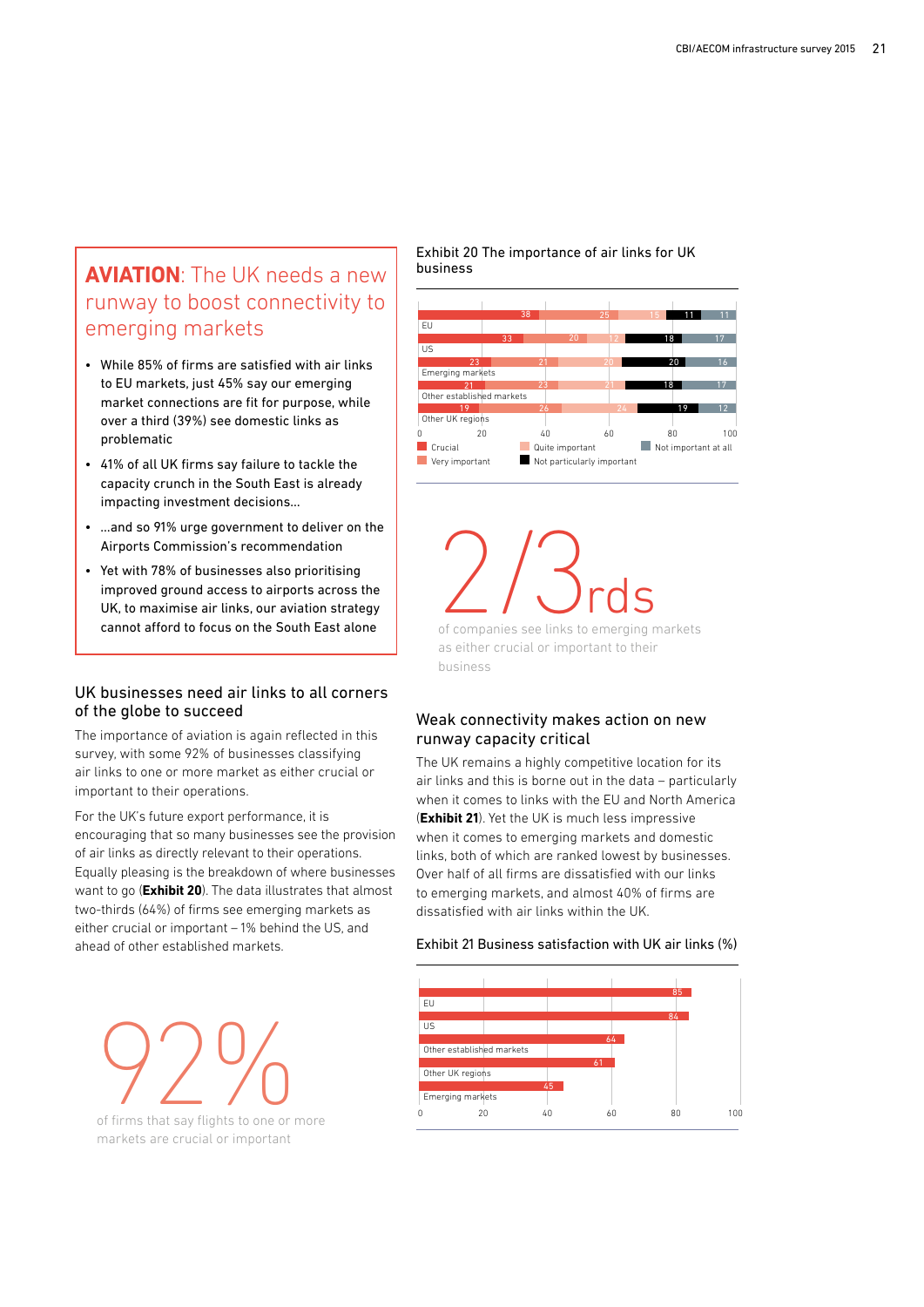## AVIATION: The UK needs a new runway to boost connectivity to emerging markets

- While 85% of firms are satisfied with air links to EU markets, just 45% say our emerging market connections are fit for purpose, while over a third (39%) see domestic links as problematic
- 41% of all UK firms say failure to tackle the capacity crunch in the South East is already impacting investment decisions...
- ...and so 91% urge government to deliver on the Airports Commission's recommendation
- Yet with 78% of businesses also prioritising improved ground access to airports across the UK, to maximise air links, our aviation strategy cannot afford to focus on the South East alone

### UK businesses need air links to all corners of the globe to succeed

The importance of aviation is again reflected in this survey, with some 92% of businesses classifying air links to one or more market as either crucial or important to their operations.

For the UK's future export performance, it is encouraging that so many businesses see the provision of air links as directly relevant to their operations. Equally pleasing is the breakdown of where businesses want to go (**Exhibit 20**). The data illustrates that almost two-thirds (64%) of firms see emerging markets as either crucial or important – 1% behind the US, and ahead of other established markets.

92%

of firms that say flights to one or more markets are crucial or important

Exhibit 20 The importance of air links for UK business

| | Crucial | Very important | Quite important | Not particularly important | Not important at all |
|---|---|---|---|---|---|
| EU | 38 | 25 | 15 | 11 | 11 |
| US | 33 | 20 | 12 | 18 | 17 |
| Emerging markets | 23 | 21 | 20 | 20 | 16 |
| Other established markets | 21 | 23 | 21 | 18 | 17 |
| Other UK regions | 19 | 26 | 24 | 19 | 12 |

2/3rds

of companies see links to emerging markets as either crucial or important to their business

### Weak connectivity makes action on new runway capacity critical

The UK remains a highly competitive location for its air links and this is borne out in the data – particularly when it comes to links with the EU and North America (**Exhibit 21**). Yet the UK is much less impressive when it comes to emerging markets and domestic links, both of which are ranked lowest by businesses. Over half of all firms are dissatisfied with our links to emerging markets, and almost 40% of firms are dissatisfied with air links within the UK.

Exhibit 21 Business satisfaction with UK air links (%)

| | % |
|---|---|
| EU | 85 |
| US | 84 |
| Other established markets | 64 |
| Other UK regions | 61 |
| Emerging markets | 45 |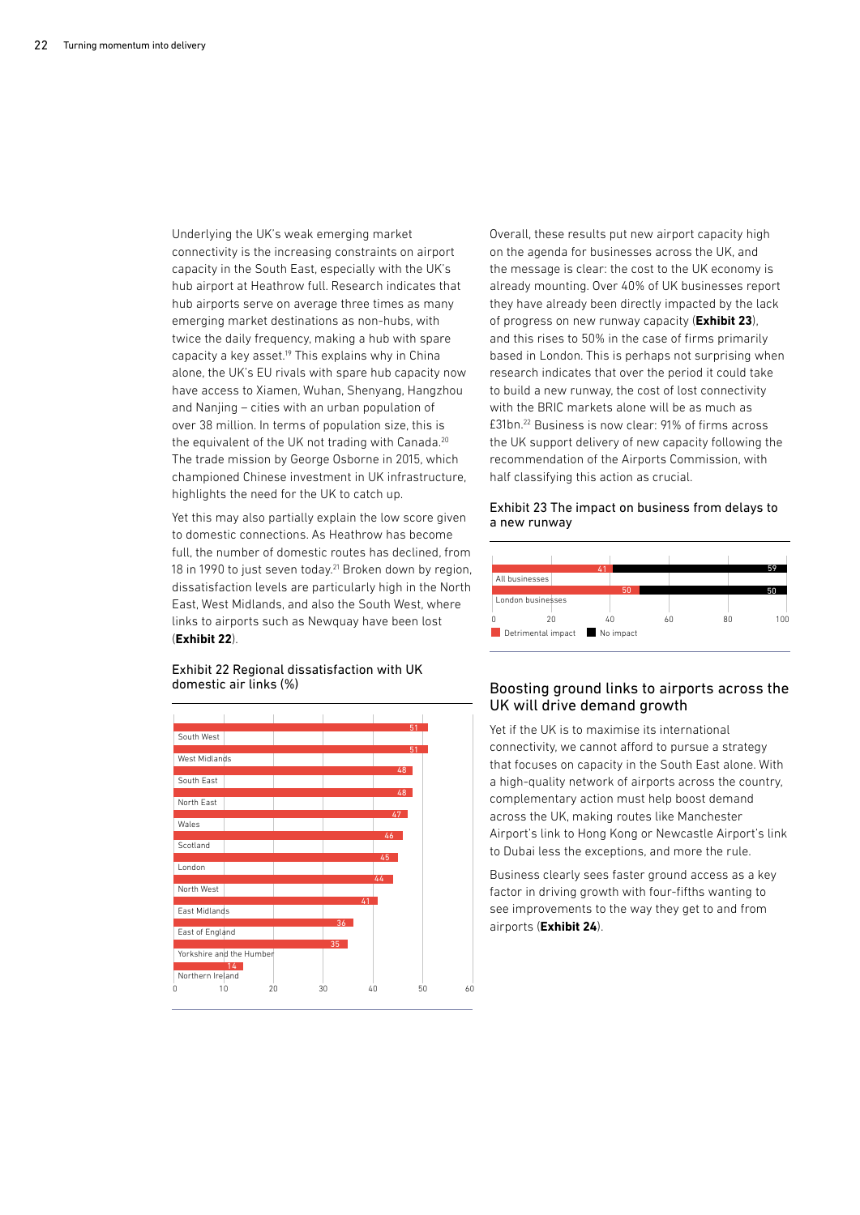Underlying the UK's weak emerging market connectivity is the increasing constraints on airport capacity in the South East, especially with the UK's hub airport at Heathrow full. Research indicates that hub airports serve on average three times as many emerging market destinations as non-hubs, with twice the daily frequency, making a hub with spare capacity a key asset.[19] This explains why in China alone, the UK's EU rivals with spare hub capacity now have access to Xiamen, Wuhan, Shenyang, Hangzhou and Nanjing – cities with an urban population of over 38 million. In terms of population size, this is the equivalent of the UK not trading with Canada.[20] The trade mission by George Osborne in 2015, which championed Chinese investment in UK infrastructure, highlights the need for the UK to catch up.

Yet this may also partially explain the low score given to domestic connections. As Heathrow has become full, the number of domestic routes has declined, from 18 in 1990 to just seven today.[21] Broken down by region, dissatisfaction levels are particularly high in the North East, West Midlands, and also the South West, where links to airports such as Newquay have been lost (**Exhibit 22**).

Exhibit 22 Regional dissatisfaction with UK domestic air links (%)

| Region | % |
|---|---|
| South West | 51 |
| West Midlands | 51 |
| South East | 48 |
| North East | 48 |
| Wales | 47 |
| Scotland | 46 |
| London | 45 |
| North West | 44 |
| East Midlands | 41 |
| East of England | 36 |
| Yorkshire and the Humber | 35 |
| Northern Ireland | 14 |

Overall, these results put new airport capacity high on the agenda for businesses across the UK, and the message is clear: the cost to the UK economy is already mounting. Over 40% of UK businesses report they have already been directly impacted by the lack of progress on new runway capacity (**Exhibit 23**), and this rises to 50% in the case of firms primarily based in London. This is perhaps not surprising when research indicates that over the period it could take to build a new runway, the cost of lost connectivity with the BRIC markets alone will be as much as £31bn.[22] Business is now clear: 91% of firms across the UK support delivery of new capacity following the recommendation of the Airports Commission, with half classifying this action as crucial.

Exhibit 23 The impact on business from delays to a new runway

| | Detrimental impact | No impact |
|---|---|---|
| All businesses | 41 | 59 |
| London businesses | 50 | 50 |

## Boosting ground links to airports across the UK will drive demand growth

Yet if the UK is to maximise its international connectivity, we cannot afford to pursue a strategy that focuses on capacity in the South East alone. With a high-quality network of airports across the country, complementary action must help boost demand across the UK, making routes like Manchester Airport's link to Hong Kong or Newcastle Airport's link to Dubai less the exceptions, and more the rule.

Business clearly sees faster ground access as a key factor in driving growth with four-fifths wanting to see improvements to the way they get to and from airports (**Exhibit 24**).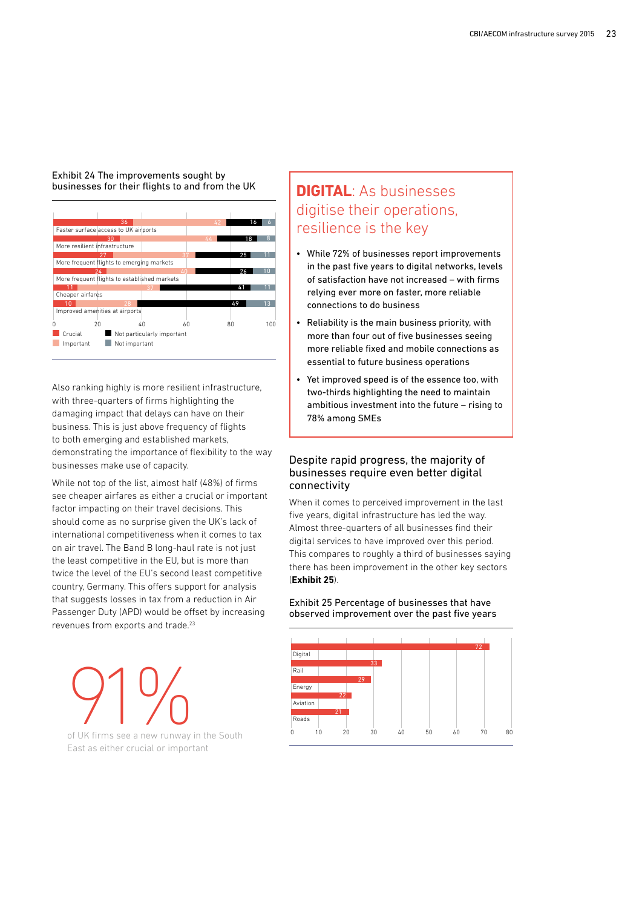Exhibit 24 The improvements sought by businesses for their flights to and from the UK

| | Crucial | Important | Not particularly important | Not important |
|---|---|---|---|---|
| Faster surface access to UK airports | 36 | 42 | 16 | 6 |
| More resilient infrastructure | 30 | 44 | 18 | 8 |
| More frequent flights to emerging markets | 27 | 37 | 25 | 11 |
| More frequent flights to established markets | 24 | 40 | 26 | 10 |
| Cheaper airfares | 11 | 37 | 41 | 11 |
| Improved amenities at airports | 10 | 28 | 49 | 13 |

Also ranking highly is more resilient infrastructure, with three-quarters of firms highlighting the damaging impact that delays can have on their business. This is just above frequency of flights to both emerging and established markets, demonstrating the importance of flexibility to the way businesses make use of capacity.

While not top of the list, almost half (48%) of firms see cheaper airfares as either a crucial or important factor impacting on their travel decisions. This should come as no surprise given the UK's lack of international competitiveness when it comes to tax on air travel. The Band B long-haul rate is not just the least competitive in the EU, but is more than twice the level of the EU's second least competitive country, Germany. This offers support for analysis that suggests losses in tax from a reduction in Air Passenger Duty (APD) would be offset by increasing revenues from exports and trade.[23]

91%

of UK firms see a new runway in the South East as either crucial or important

## DIGITAL: As businesses digitise their operations, resilience is the key

- While 72% of businesses report improvements in the past five years to digital networks, levels of satisfaction have not increased – with firms relying ever more on faster, more reliable connections to do business
- Reliability is the main business priority, with more than four out of five businesses seeing more reliable fixed and mobile connections as essential to future business operations
- Yet improved speed is of the essence too, with two-thirds highlighting the need to maintain ambitious investment into the future – rising to 78% among SMEs

### Despite rapid progress, the majority of businesses require even better digital connectivity

When it comes to perceived improvement in the last five years, digital infrastructure has led the way. Almost three-quarters of all businesses find their digital services to have improved over this period. This compares to roughly a third of businesses saying there has been improvement in the other key sectors (**Exhibit 25**).

Exhibit 25 Percentage of businesses that have observed improvement over the past five years

| Sector | % |
|---|---|
| Digital | 72 |
| Rail | 33 |
| Energy | 29 |
| Aviation | 22 |
| Roads | 21 |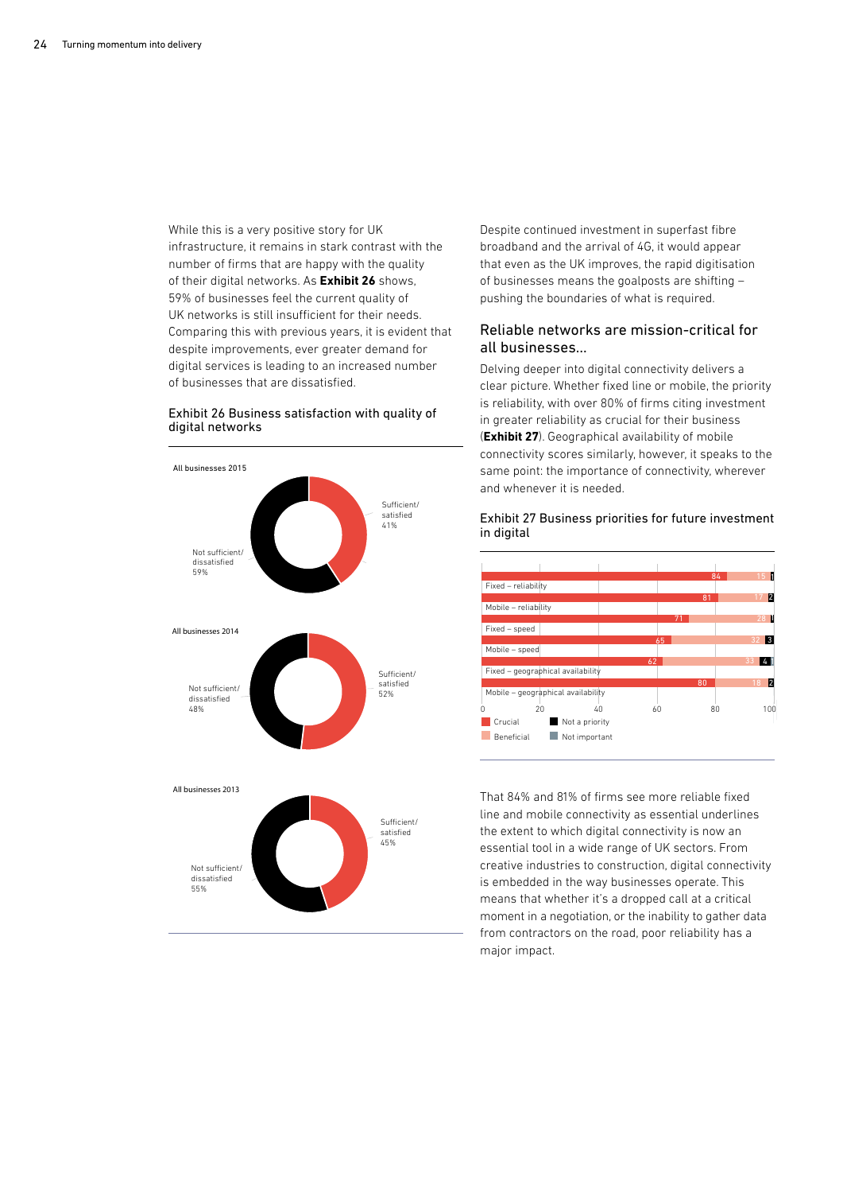While this is a very positive story for UK infrastructure, it remains in stark contrast with the number of firms that are happy with the quality of their digital networks. As **Exhibit 26** shows, 59% of businesses feel the current quality of UK networks is still insufficient for their needs. Comparing this with previous years, it is evident that despite improvements, ever greater demand for digital services is leading to an increased number of businesses that are dissatisfied.

Exhibit 26 Business satisfaction with quality of digital networks

| | Sufficient/satisfied | Not sufficient/dissatisfied |
|---|---|---|
| All businesses 2015 | 41% | 59% |
| All businesses 2014 | 52% | 48% |
| All businesses 2013 | 45% | 55% |

Despite continued investment in superfast fibre broadband and the arrival of 4G, it would appear that even as the UK improves, the rapid digitisation of businesses means the goalposts are shifting – pushing the boundaries of what is required.

## Reliable networks are mission-critical for all businesses...

Delving deeper into digital connectivity delivers a clear picture. Whether fixed line or mobile, the priority is reliability, with over 80% of firms citing investment in greater reliability as crucial for their business (**Exhibit 27**). Geographical availability of mobile connectivity scores similarly, however, it speaks to the same point: the importance of connectivity, wherever and whenever it is needed.

Exhibit 27 Business priorities for future investment in digital

| | Crucial | Beneficial | Not a priority | Not important |
|---|---|---|---|---|
| Fixed – reliability | 84 | 15 | 1 | |
| Mobile – reliability | 81 | 17 | 2 | |
| Fixed – speed | 71 | 28 | 1 | |
| Mobile – speed | 65 | 32 | 3 | |
| Fixed – geographical availability | 62 | 33 | 4 | 1 |
| Mobile – geographical availability | 80 | 18 | 2 | |

That 84% and 81% of firms see more reliable fixed line and mobile connectivity as essential underlines the extent to which digital connectivity is now an essential tool in a wide range of UK sectors. From creative industries to construction, digital connectivity is embedded in the way businesses operate. This means that whether it's a dropped call at a critical moment in a negotiation, or the inability to gather data from contractors on the road, poor reliability has a major impact.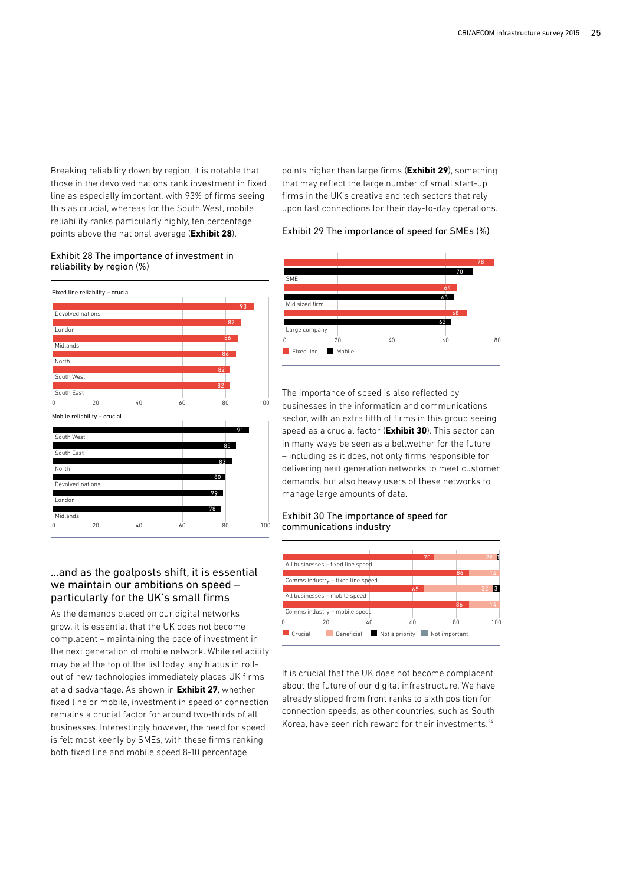Breaking reliability down by region, it is notable that those in the devolved nations rank investment in fixed line as especially important, with 93% of firms seeing this as crucial, whereas for the South West, mobile reliability ranks particularly highly, ten percentage points above the national average (**Exhibit 28**).

Exhibit 28 The importance of investment in reliability by region (%)

Fixed line reliability – crucial

| Region | % |
|---|---|
| Devolved nations | 93 |
| London | 87 |
| Midlands | 86 |
| North | 86 |
| South West | 82 |
| South East | 82 |

Mobile reliability – crucial

| Region | % |
|---|---|
| South West | 91 |
| South East | 85 |
| North | 83 |
| Devolved nations | 80 |
| London | 79 |
| Midlands | 78 |

## ...and as the goalposts shift, it is essential we maintain our ambitions on speed – particularly for the UK's small firms

As the demands placed on our digital networks grow, it is essential that the UK does not become complacent – maintaining the pace of investment in the next generation of mobile network. While reliability may be at the top of the list today, any hiatus in roll-out of new technologies immediately places UK firms at a disadvantage. As shown in **Exhibit 27**, whether fixed line or mobile, investment in speed of connection remains a crucial factor for around two-thirds of all businesses. Interestingly however, the need for speed is felt most keenly by SMEs, with these firms ranking both fixed line and mobile speed 8-10 percentage points higher than large firms (**Exhibit 29**), something that may reflect the large number of small start-up firms in the UK's creative and tech sectors that rely upon fast connections for their day-to-day operations.

Exhibit 29 The importance of speed for SMEs (%)

| | Fixed line | Mobile |
|---|---|---|
| SME | 78 | 70 |
| Mid sized firm | 64 | 63 |
| Large company | 68 | 62 |

The importance of speed is also reflected by businesses in the information and communications sector, with an extra fifth of firms in this group seeing speed as a crucial factor (**Exhibit 30**). This sector can in many ways be seen as a bellwether for the future – including as it does, not only firms responsible for delivering next generation networks to meet customer demands, but also heavy users of these networks to manage large amounts of data.

Exhibit 30 The importance of speed for communications industry

| | Crucial | Beneficial | Not a priority | Not important |
|---|---|---|---|---|
| All businesses – fixed line speed | 70 | 29 | 1 | |
| Comms industry – fixed line speed | 86 | 14 | | |
| All businesses – mobile speed | 65 | 32 | 3 | |
| Comms industry – mobile speed | 86 | 14 | | |

It is crucial that the UK does not become complacent about the future of our digital infrastructure. We have already slipped from front ranks to sixth position for connection speeds, as other countries, such as South Korea, have seen rich reward for their investments.[24]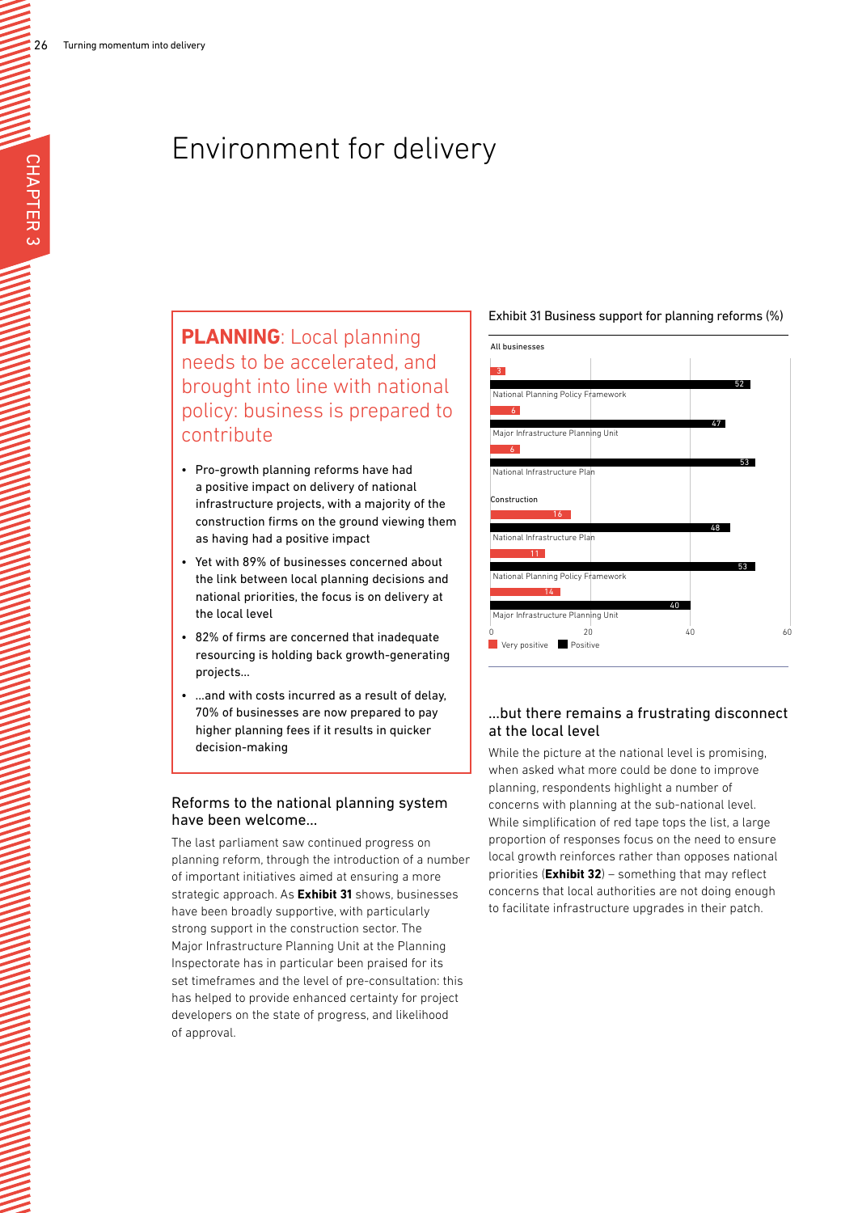# Environment for delivery

**PLANNING**: Local planning needs to be accelerated, and brought into line with national policy: business is prepared to contribute

- Pro-growth planning reforms have had a positive impact on delivery of national infrastructure projects, with a majority of the construction firms on the ground viewing them as having had a positive impact
- Yet with 89% of businesses concerned about the link between local planning decisions and national priorities, the focus is on delivery at the local level
- 82% of firms are concerned that inadequate resourcing is holding back growth-generating projects…
- …and with costs incurred as a result of delay, 70% of businesses are now prepared to pay higher planning fees if it results in quicker decision-making

## Reforms to the national planning system have been welcome…

The last parliament saw continued progress on planning reform, through the introduction of a number of important initiatives aimed at ensuring a more strategic approach. As **Exhibit 31** shows, businesses have been broadly supportive, with particularly strong support in the construction sector. The Major Infrastructure Planning Unit at the Planning Inspectorate has in particular been praised for its set timeframes and the level of pre-consultation: this has helped to provide enhanced certainty for project developers on the state of progress, and likelihood of approval.

Exhibit 31 Business support for planning reforms (%)

| | Very positive | Positive |
|---|---|---|
| **All businesses** | | |
| National Planning Policy Framework | 3 | 52 |
| Major Infrastructure Planning Unit | 6 | 47 |
| National Infrastructure Plan | 6 | 53 |
| **Construction** | | |
| National Infrastructure Plan | 16 | 48 |
| National Planning Policy Framework | 11 | 53 |
| Major Infrastructure Planning Unit | 14 | 40 |

## …but there remains a frustrating disconnect at the local level

While the picture at the national level is promising, when asked what more could be done to improve planning, respondents highlight a number of concerns with planning at the sub-national level. While simplification of red tape tops the list, a large proportion of responses focus on the need to ensure local growth reinforces rather than opposes national priorities (**Exhibit 32**) – something that may reflect concerns that local authorities are not doing enough to facilitate infrastructure upgrades in their patch.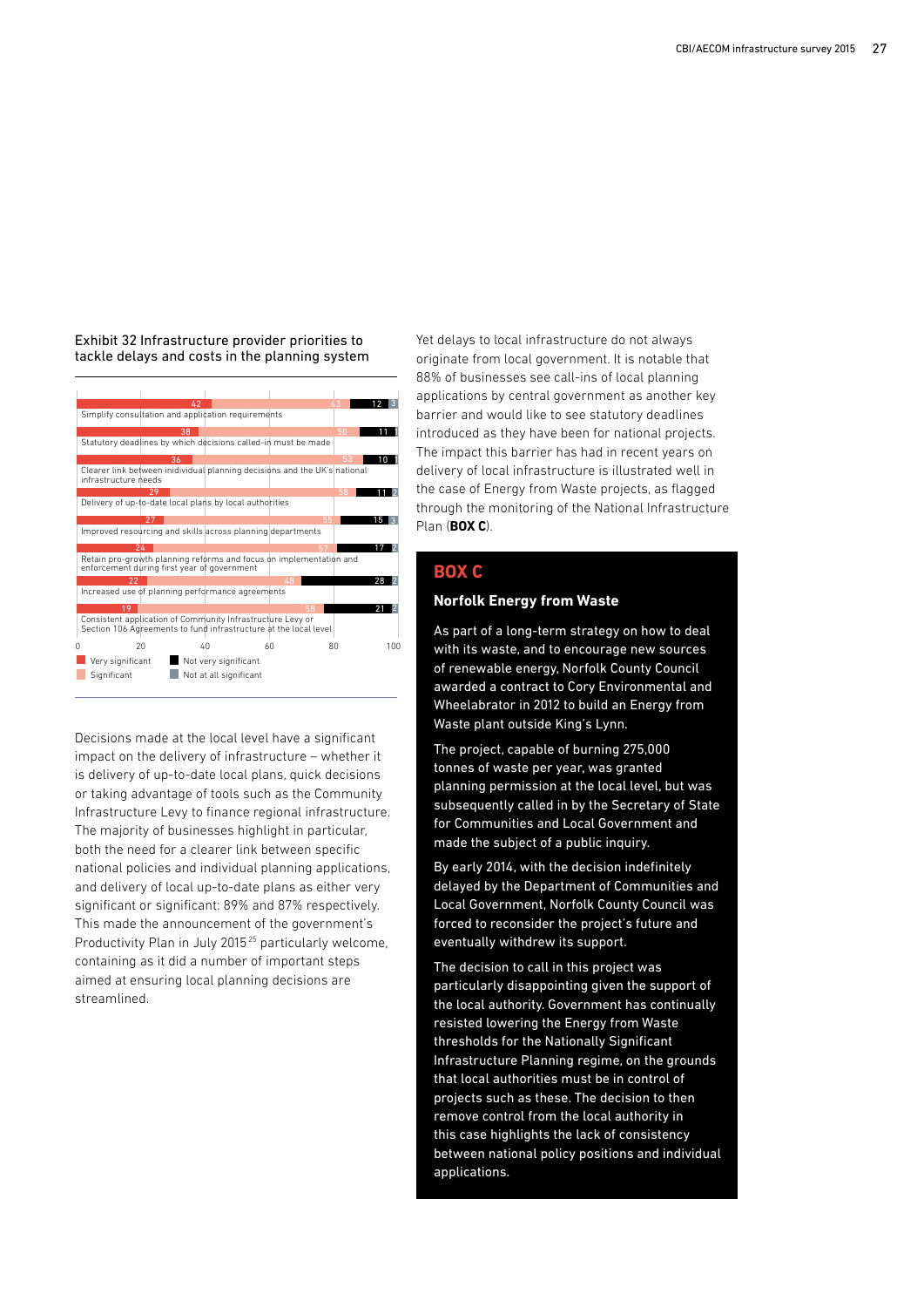Exhibit 32 Infrastructure provider priorities to tackle delays and costs in the planning system

| | Very significant | Significant | Not very significant | Not at all significant |
|---|---|---|---|---|
| Simplify consultation and application requirements | 42 | 43 | 12 | 3 |
| Statutory deadlines by which decisions called-in must be made | 38 | 50 | 11 | 1 |
| Clearer link between inidividual planning decisions and the UK's national infrastructure needs | 36 | 53 | 10 | 1 |
| Delivery of up-to-date local plans by local authorities | 29 | 58 | 11 | 2 |
| Improved resourcing and skills across planning departments | 27 | 55 | 15 | 3 |
| Retain pro-growth planning reforms and focus on implementation and enforcement during first year of government | 24 | 57 | 17 | 2 |
| Increased use of planning performance agreements | 22 | 48 | 28 | 2 |
| Consistent application of Community Infrastructure Levy or Section 106 Agreements to fund infrastructure at the local level | 19 | 58 | 21 | 2 |

Decisions made at the local level have a significant impact on the delivery of infrastructure – whether it is delivery of up-to-date local plans, quick decisions or taking advantage of tools such as the Community Infrastructure Levy to finance regional infrastructure. The majority of businesses highlight in particular, both the need for a clearer link between specific national policies and individual planning applications, and delivery of local up-to-date plans as either very significant or significant: 89% and 87% respectively. This made the announcement of the government's Productivity Plan in July 2015[25] particularly welcome, containing as it did a number of important steps aimed at ensuring local planning decisions are streamlined.

Yet delays to local infrastructure do not always originate from local government. It is notable that 88% of businesses see call-ins of local planning applications by central government as another key barrier and would like to see statutory deadlines introduced as they have been for national projects. The impact this barrier has had in recent years on delivery of local infrastructure is illustrated well in the case of Energy from Waste projects, as flagged through the monitoring of the National Infrastructure Plan (**BOX C**).

## BOX C

### Norfolk Energy from Waste

As part of a long-term strategy on how to deal with its waste, and to encourage new sources of renewable energy, Norfolk County Council awarded a contract to Cory Environmental and Wheelabrator in 2012 to build an Energy from Waste plant outside King's Lynn.

The project, capable of burning 275,000 tonnes of waste per year, was granted planning permission at the local level, but was subsequently called in by the Secretary of State for Communities and Local Government and made the subject of a public inquiry.

By early 2014, with the decision indefinitely delayed by the Department of Communities and Local Government, Norfolk County Council was forced to reconsider the project's future and eventually withdrew its support.

The decision to call in this project was particularly disappointing given the support of the local authority. Government has continually resisted lowering the Energy from Waste thresholds for the Nationally Significant Infrastructure Planning regime, on the grounds that local authorities must be in control of projects such as these. The decision to then remove control from the local authority in this case highlights the lack of consistency between national policy positions and individual applications.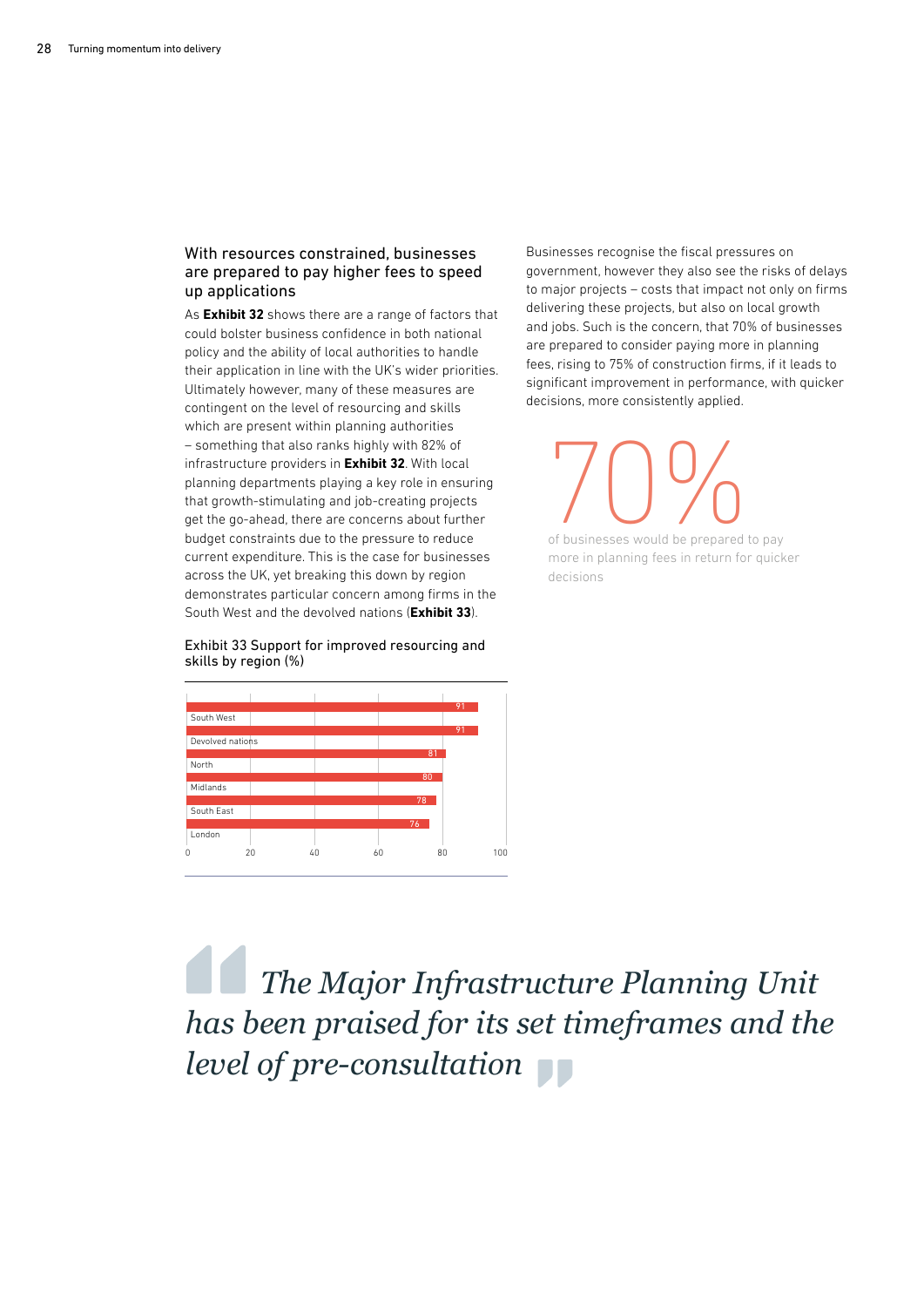### With resources constrained, businesses are prepared to pay higher fees to speed up applications

As **Exhibit 32** shows there are a range of factors that could bolster business confidence in both national policy and the ability of local authorities to handle their application in line with the UK's wider priorities. Ultimately however, many of these measures are contingent on the level of resourcing and skills which are present within planning authorities – something that also ranks highly with 82% of infrastructure providers in **Exhibit 32**. With local planning departments playing a key role in ensuring that growth-stimulating and job-creating projects get the go-ahead, there are concerns about further budget constraints due to the pressure to reduce current expenditure. This is the case for businesses across the UK, yet breaking this down by region demonstrates particular concern among firms in the South West and the devolved nations (**Exhibit 33**).

Exhibit 33 Support for improved resourcing and skills by region (%)

| Region | % |
|---|---|
| South West | 91 |
| Devolved nations | 91 |
| North | 81 |
| Midlands | 80 |
| South East | 78 |
| London | 76 |

Businesses recognise the fiscal pressures on government, however they also see the risks of delays to major projects – costs that impact not only on firms delivering these projects, but also on local growth and jobs. Such is the concern, that 70% of businesses are prepared to consider paying more in planning fees, rising to 75% of construction firms, if it leads to significant improvement in performance, with quicker decisions, more consistently applied.

70%

of businesses would be prepared to pay more in planning fees in return for quicker decisions

> *The Major Infrastructure Planning Unit has been praised for its set timeframes and the level of pre-consultation*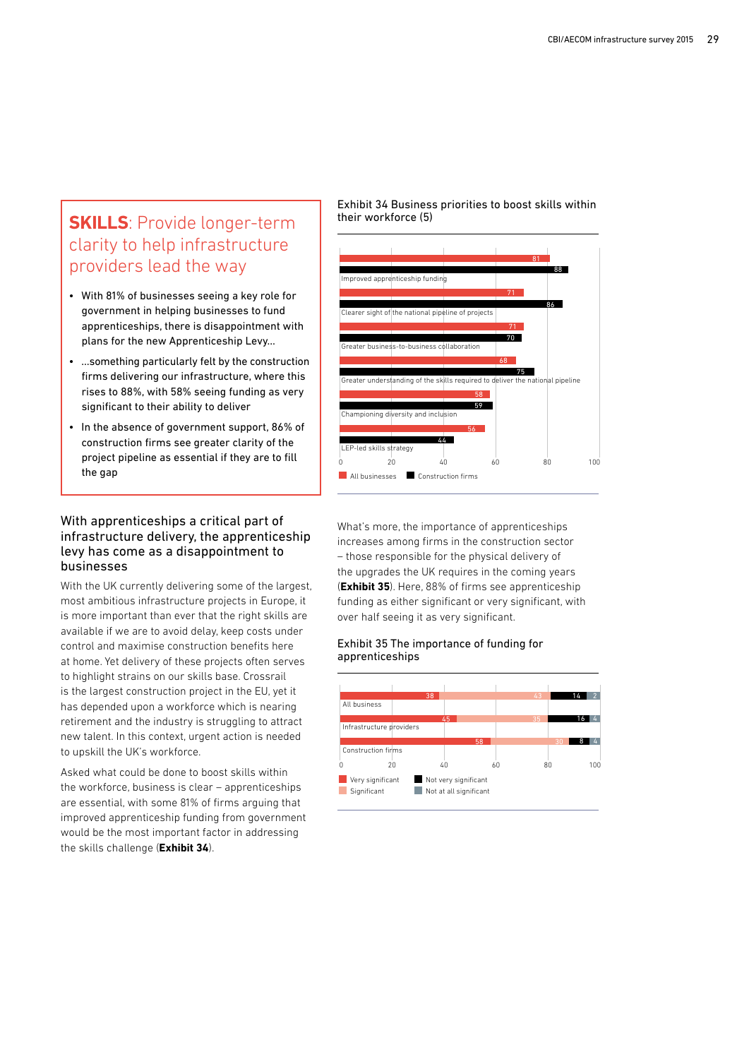## SKILLS: Provide longer-term clarity to help infrastructure providers lead the way

- With 81% of businesses seeing a key role for government in helping businesses to fund apprenticeships, there is disappointment with plans for the new Apprenticeship Levy...
- ...something particularly felt by the construction firms delivering our infrastructure, where this rises to 88%, with 58% seeing funding as very significant to their ability to deliver
- In the absence of government support, 86% of construction firms see greater clarity of the project pipeline as essential if they are to fill the gap

### With apprenticeships a critical part of infrastructure delivery, the apprenticeship levy has come as a disappointment to businesses

With the UK currently delivering some of the largest, most ambitious infrastructure projects in Europe, it is more important than ever that the right skills are available if we are to avoid delay, keep costs under control and maximise construction benefits here at home. Yet delivery of these projects often serves to highlight strains on our skills base. Crossrail is the largest construction project in the EU, yet it has depended upon a workforce which is nearing retirement and the industry is struggling to attract new talent. In this context, urgent action is needed to upskill the UK's workforce.

Asked what could be done to boost skills within the workforce, business is clear – apprenticeships are essential, with some 81% of firms arguing that improved apprenticeship funding from government would be the most important factor in addressing the skills challenge (**Exhibit 34**).

Exhibit 34 Business priorities to boost skills within their workforce (5)

| | All businesses | Construction firms |
|---|---|---|
| Improved apprenticeship funding | 81 | 88 |
| Clearer sight of the national pipeline of projects | 71 | 86 |
| Greater business-to-business collaboration | 71 | 70 |
| Greater understanding of the skills required to deliver the national pipeline | 68 | 75 |
| Championing diversity and inclusion | 58 | 59 |
| LEP-led skills strategy | 56 | 44 |

What's more, the importance of apprenticeships increases among firms in the construction sector – those responsible for the physical delivery of the upgrades the UK requires in the coming years (**Exhibit 35**). Here, 88% of firms see apprenticeship funding as either significant or very significant, with over half seeing it as very significant.

Exhibit 35 The importance of funding for apprenticeships

| | Very significant | Significant | Not very significant | Not at all significant |
|---|---|---|---|---|
| All business | 38 | 43 | 14 | 2 |
| Infrastructure providers | 45 | 35 | 16 | 4 |
| Construction firms | 58 | 30 | 8 | 4 |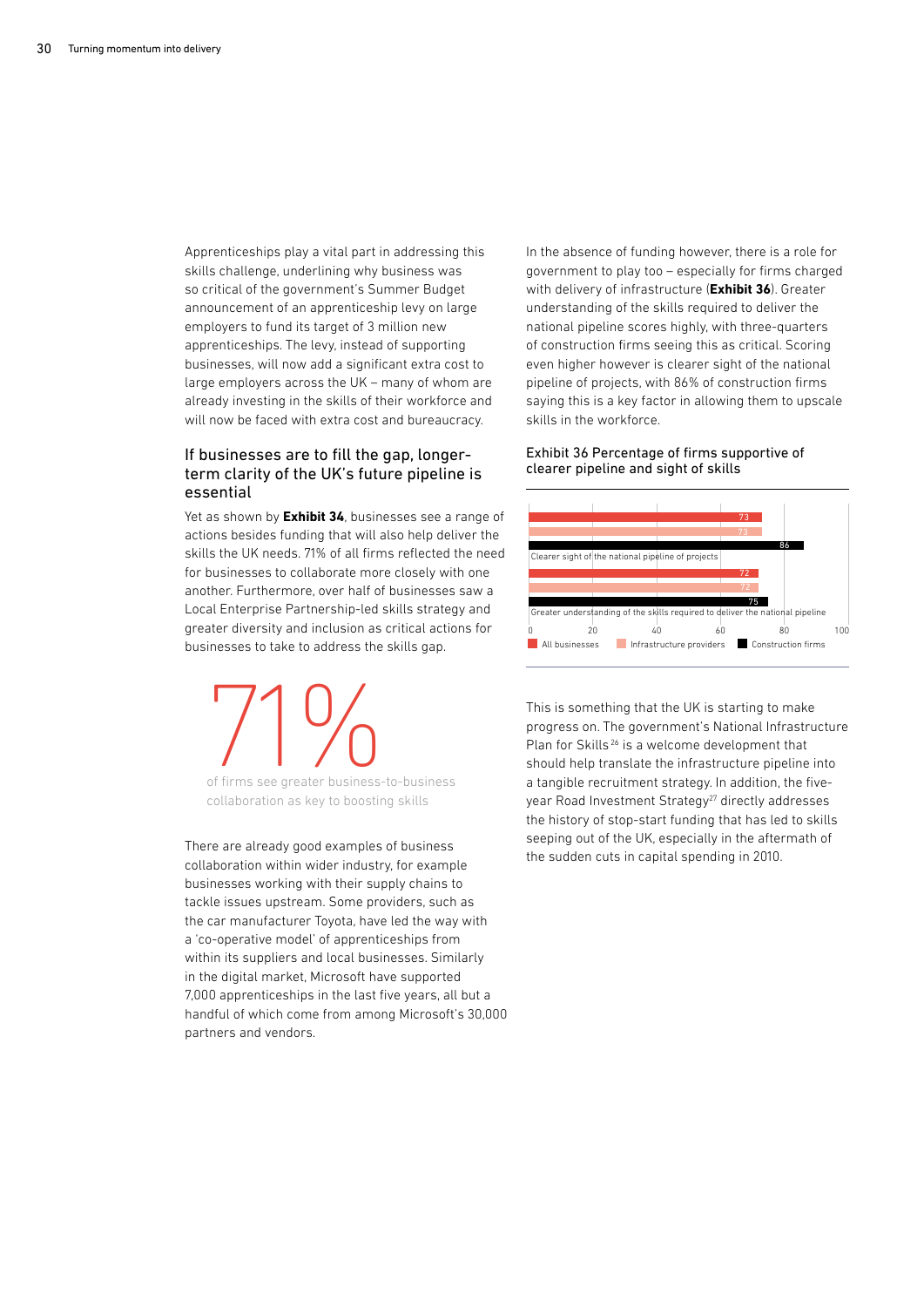Apprenticeships play a vital part in addressing this skills challenge, underlining why business was so critical of the government's Summer Budget announcement of an apprenticeship levy on large employers to fund its target of 3 million new apprenticeships. The levy, instead of supporting businesses, will now add a significant extra cost to large employers across the UK – many of whom are already investing in the skills of their workforce and will now be faced with extra cost and bureaucracy.

## If businesses are to fill the gap, longer-term clarity of the UK's future pipeline is essential

Yet as shown by **Exhibit 34**, businesses see a range of actions besides funding that will also help deliver the skills the UK needs. 71% of all firms reflected the need for businesses to collaborate more closely with one another. Furthermore, over half of businesses saw a Local Enterprise Partnership-led skills strategy and greater diversity and inclusion as critical actions for businesses to take to address the skills gap.

**71%**

of firms see greater business-to-business collaboration as key to boosting skills

There are already good examples of business collaboration within wider industry, for example businesses working with their supply chains to tackle issues upstream. Some providers, such as the car manufacturer Toyota, have led the way with a 'co-operative model' of apprenticeships from within its suppliers and local businesses. Similarly in the digital market, Microsoft have supported 7,000 apprenticeships in the last five years, all but a handful of which come from among Microsoft's 30,000 partners and vendors.

In the absence of funding however, there is a role for government to play too – especially for firms charged with delivery of infrastructure (**Exhibit 36**). Greater understanding of the skills required to deliver the national pipeline scores highly, with three-quarters of construction firms seeing this as critical. Scoring even higher however is clearer sight of the national pipeline of projects, with 86% of construction firms saying this is a key factor in allowing them to upscale skills in the workforce.

Exhibit 36 Percentage of firms supportive of clearer pipeline and sight of skills

| | All businesses | Infrastructure providers | Construction firms |
|---|---|---|---|
| Clearer sight of the national pipeline of projects | 73 | 73 | 86 |
| Greater understanding of the skills required to deliver the national pipeline | 72 | 72 | 75 |

This is something that the UK is starting to make progress on. The government's National Infrastructure Plan for Skills[26] is a welcome development that should help translate the infrastructure pipeline into a tangible recruitment strategy. In addition, the five-year Road Investment Strategy[27] directly addresses the history of stop-start funding that has led to skills seeping out of the UK, especially in the aftermath of the sudden cuts in capital spending in 2010.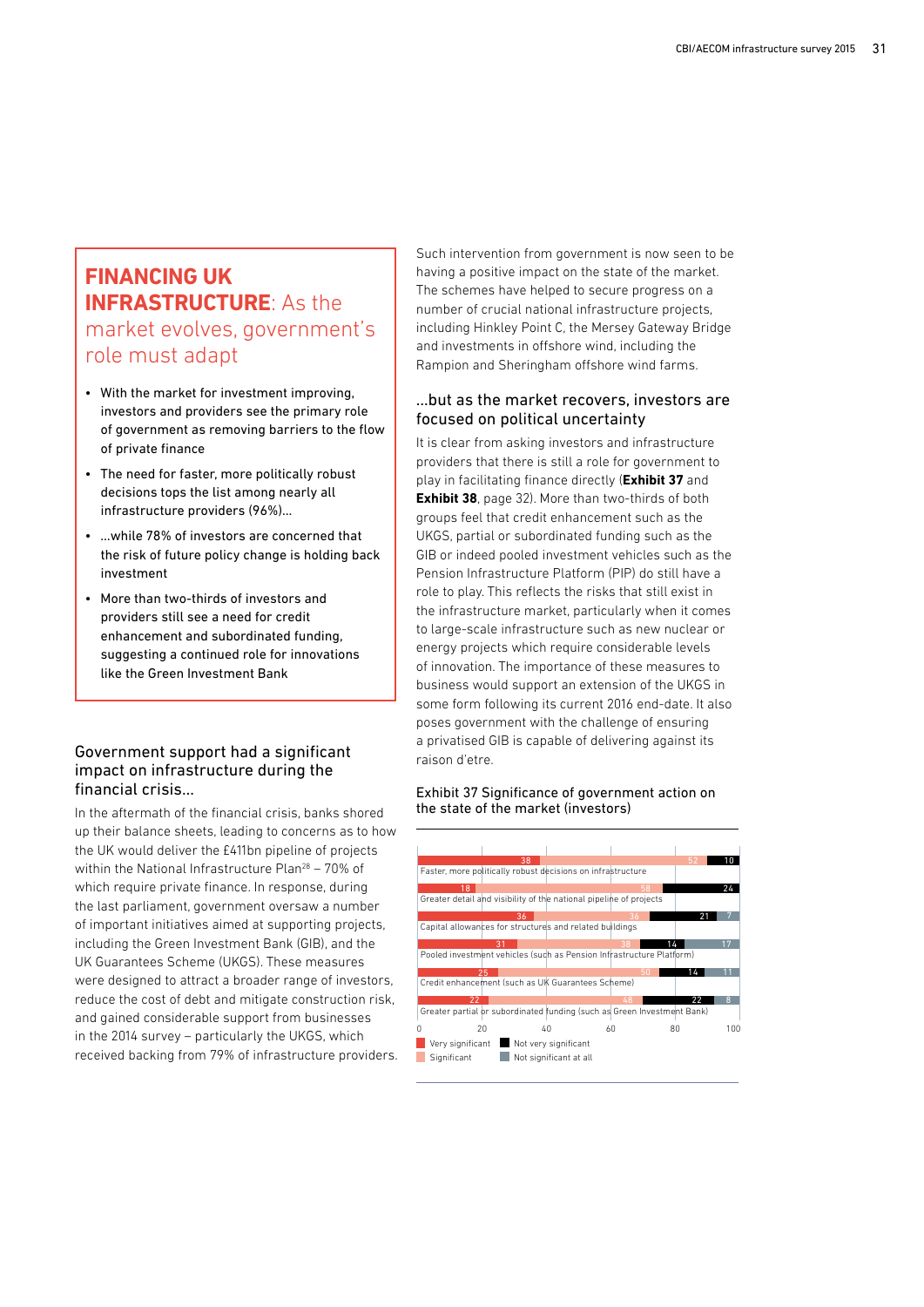## FINANCING UK INFRASTRUCTURE: As the market evolves, government's role must adapt

- With the market for investment improving, investors and providers see the primary role of government as removing barriers to the flow of private finance
- The need for faster, more politically robust decisions tops the list among nearly all infrastructure providers (96%)…
- …while 78% of investors are concerned that the risk of future policy change is holding back investment
- More than two-thirds of investors and providers still see a need for credit enhancement and subordinated funding, suggesting a continued role for innovations like the Green Investment Bank

### Government support had a significant impact on infrastructure during the financial crisis…

In the aftermath of the financial crisis, banks shored up their balance sheets, leading to concerns as to how the UK would deliver the £411bn pipeline of projects within the National Infrastructure Plan[28] – 70% of which require private finance. In response, during the last parliament, government oversaw a number of important initiatives aimed at supporting projects, including the Green Investment Bank (GIB), and the UK Guarantees Scheme (UKGS). These measures were designed to attract a broader range of investors, reduce the cost of debt and mitigate construction risk, and gained considerable support from businesses in the 2014 survey – particularly the UKGS, which received backing from 79% of infrastructure providers.

Such intervention from government is now seen to be having a positive impact on the state of the market. The schemes have helped to secure progress on a number of crucial national infrastructure projects, including Hinkley Point C, the Mersey Gateway Bridge and investments in offshore wind, including the Rampion and Sheringham offshore wind farms.

### …but as the market recovers, investors are focused on political uncertainty

It is clear from asking investors and infrastructure providers that there is still a role for government to play in facilitating finance directly (**Exhibit 37** and **Exhibit 38**, page 32). More than two-thirds of both groups feel that credit enhancement such as the UKGS, partial or subordinated funding such as the GIB or indeed pooled investment vehicles such as the Pension Infrastructure Platform (PIP) do still have a role to play. This reflects the risks that still exist in the infrastructure market, particularly when it comes to large-scale infrastructure such as new nuclear or energy projects which require considerable levels of innovation. The importance of these measures to business would support an extension of the UKGS in some form following its current 2016 end-date. It also poses government with the challenge of ensuring a privatised GIB is capable of delivering against its raison d'etre.

Exhibit 37 Significance of government action on the state of the market (investors)

| | Very significant | Significant | Not very significant | Not significant at all |
|---|---|---|---|---|
| Faster, more politically robust decisions on infrastructure | 38 | 52 | 10 | |
| Greater detail and visibility of the national pipeline of projects | 18 | 58 | 24 | |
| Capital allowances for structures and related buildings | 36 | 36 | 21 | 7 |
| Pooled investment vehicles (such as Pension Infrastructure Platform) | 31 | 38 | 14 | 17 |
| Credit enhancement (such as UK Guarantees Scheme) | 25 | 50 | 14 | 11 |
| Greater partial or subordinated funding (such as Green Investment Bank) | 22 | 48 | 22 | 8 |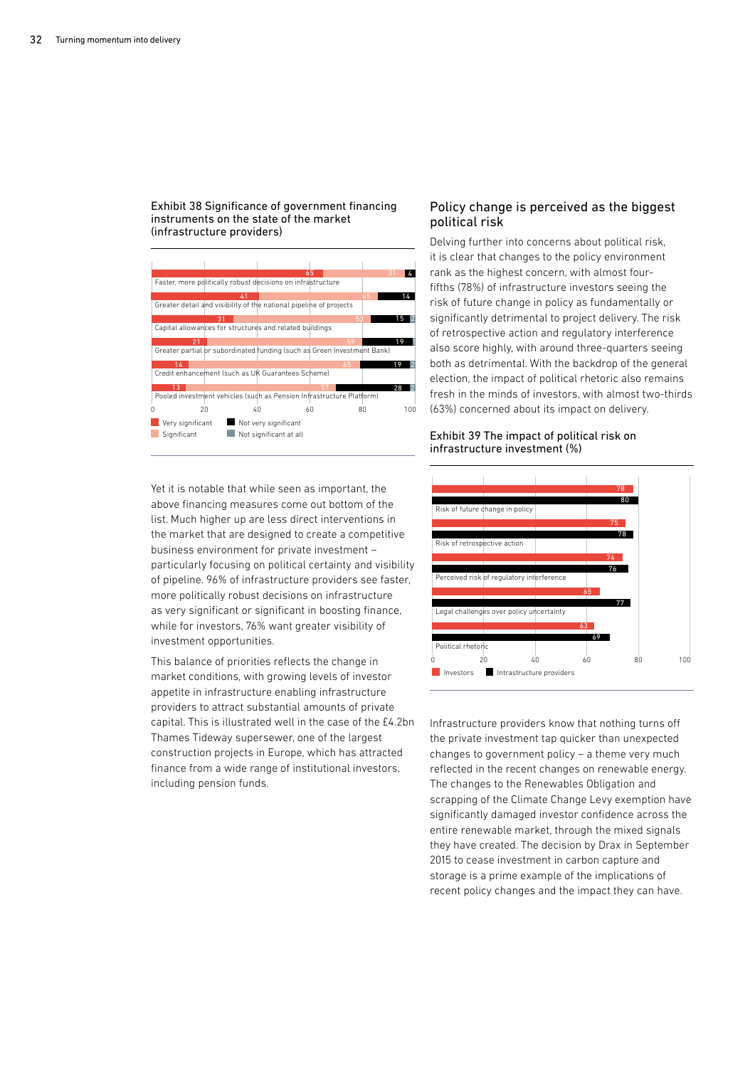Exhibit 38 Significance of government financing instruments on the state of the market (infrastructure providers)

| Instrument | Very significant | Significant | Not very significant | Not significant at all |
|---|---|---|---|---|
| Faster, more politically robust decisions on infrastructure | 65 | 31 | 4 | |
| Greater detail and visibility of the national pipeline of projects | 41 | 45 | 14 | |
| Capital allowances for structures and related buildings | 31 | 52 | 15 | 2 |
| Greater partial or subordinated funding (such as Green Investment Bank) | 21 | 59 | 19 | |
| Credit enhancement (such as UK Guarantees Scheme) | 14 | 65 | 19 | 2 |
| Pooled investment vehicles (such as Pension Infrastructure Platform) | 13 | 57 | 28 | 2 |

Yet it is notable that while seen as important, the above financing measures come out bottom of the list. Much higher up are less direct interventions in the market that are designed to create a competitive business environment for private investment – particularly focusing on political certainty and visibility of pipeline. 96% of infrastructure providers see faster, more politically robust decisions on infrastructure as very significant or significant in boosting finance, while for investors, 76% want greater visibility of investment opportunities.

This balance of priorities reflects the change in market conditions, with growing levels of investor appetite in infrastructure enabling infrastructure providers to attract substantial amounts of private capital. This is illustrated well in the case of the £4.2bn Thames Tideway supersewer, one of the largest construction projects in Europe, which has attracted finance from a wide range of institutional investors, including pension funds.

## Policy change is perceived as the biggest political risk

Delving further into concerns about political risk, it is clear that changes to the policy environment rank as the highest concern, with almost four-fifths (78%) of infrastructure investors seeing the risk of future change in policy as fundamentally or significantly detrimental to project delivery. The risk of retrospective action and regulatory interference also score highly, with around three-quarters seeing both as detrimental. With the backdrop of the general election, the impact of political rhetoric also remains fresh in the minds of investors, with almost two-thirds (63%) concerned about its impact on delivery.

Exhibit 39 The impact of political risk on infrastructure investment (%)

| Risk | Investors | Infrastructure providers |
|---|---|---|
| Risk of future change in policy | 78 | 80 |
| Risk of retrospective action | 75 | 78 |
| Perceived risk of regulatory interference | 74 | 76 |
| Legal challenges over policy uncertainty | 65 | 77 |
| Political rhetoric | 63 | 69 |

Infrastructure providers know that nothing turns off the private investment tap quicker than unexpected changes to government policy – a theme very much reflected in the recent changes on renewable energy. The changes to the Renewables Obligation and scrapping of the Climate Change Levy exemption have significantly damaged investor confidence across the entire renewable market, through the mixed signals they have created. The decision by Drax in September 2015 to cease investment in carbon capture and storage is a prime example of the implications of recent policy changes and the impact they can have.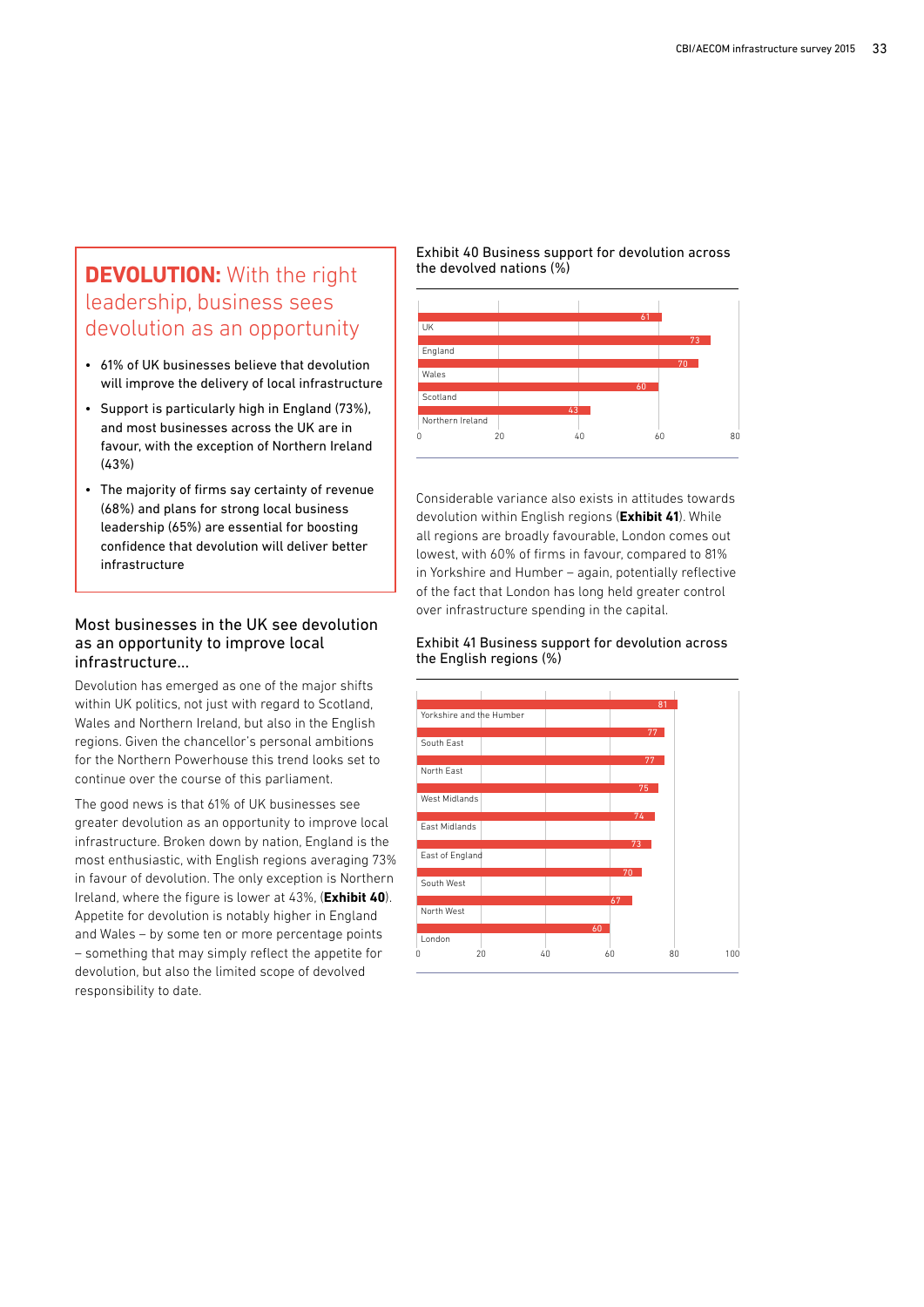## **DEVOLUTION:** With the right leadership, business sees devolution as an opportunity

- 61% of UK businesses believe that devolution will improve the delivery of local infrastructure
- Support is particularly high in England (73%), and most businesses across the UK are in favour, with the exception of Northern Ireland (43%)
- The majority of firms say certainty of revenue (68%) and plans for strong local business leadership (65%) are essential for boosting confidence that devolution will deliver better infrastructure

### Most businesses in the UK see devolution as an opportunity to improve local infrastructure...

Devolution has emerged as one of the major shifts within UK politics, not just with regard to Scotland, Wales and Northern Ireland, but also in the English regions. Given the chancellor's personal ambitions for the Northern Powerhouse this trend looks set to continue over the course of this parliament.

The good news is that 61% of UK businesses see greater devolution as an opportunity to improve local infrastructure. Broken down by nation, England is the most enthusiastic, with English regions averaging 73% in favour of devolution. The only exception is Northern Ireland, where the figure is lower at 43%, (**Exhibit 40**). Appetite for devolution is notably higher in England and Wales – by some ten or more percentage points – something that may simply reflect the appetite for devolution, but also the limited scope of devolved responsibility to date.

Exhibit 40 Business support for devolution across the devolved nations (%)

| Nation | % |
|---|---|
| UK | 61 |
| England | 73 |
| Wales | 70 |
| Scotland | 60 |
| Northern Ireland | 43 |

Considerable variance also exists in attitudes towards devolution within English regions (**Exhibit 41**). While all regions are broadly favourable, London comes out lowest, with 60% of firms in favour, compared to 81% in Yorkshire and Humber – again, potentially reflective of the fact that London has long held greater control over infrastructure spending in the capital.

Exhibit 41 Business support for devolution across the English regions (%)

| Region | % |
|---|---|
| Yorkshire and the Humber | 81 |
| South East | 77 |
| North East | 77 |
| West Midlands | 75 |
| East Midlands | 74 |
| East of England | 73 |
| South West | 70 |
| North West | 67 |
| London | 60 |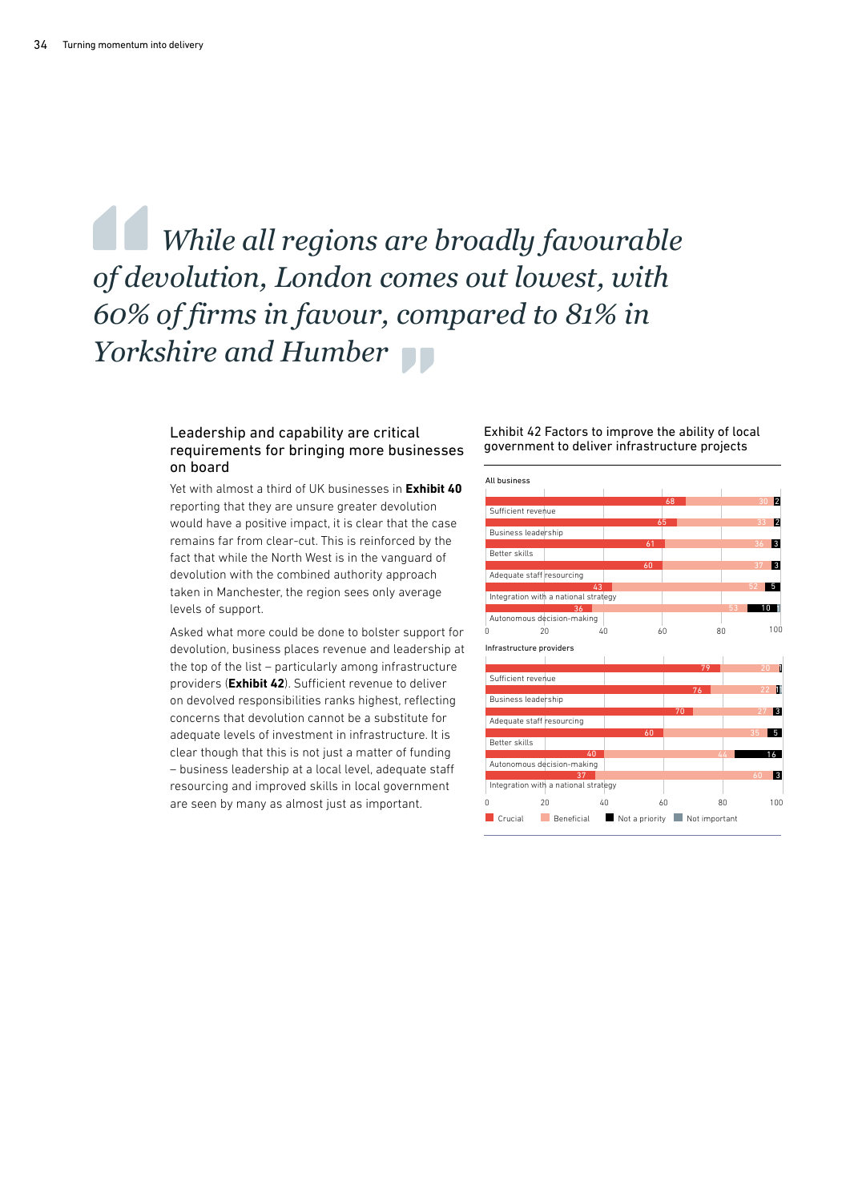> *While all regions are broadly favourable of devolution, London comes out lowest, with 60% of firms in favour, compared to 81% in Yorkshire and Humber*

### Leadership and capability are critical requirements for bringing more businesses on board

Yet with almost a third of UK businesses in **Exhibit 40** reporting that they are unsure greater devolution would have a positive impact, it is clear that the case remains far from clear-cut. This is reinforced by the fact that while the North West is in the vanguard of devolution with the combined authority approach taken in Manchester, the region sees only average levels of support.

Asked what more could be done to bolster support for devolution, business places revenue and leadership at the top of the list – particularly among infrastructure providers (**Exhibit 42**). Sufficient revenue to deliver on devolved responsibilities ranks highest, reflecting concerns that devolution cannot be a substitute for adequate levels of investment in infrastructure. It is clear though that this is not just a matter of funding – business leadership at a local level, adequate staff resourcing and improved skills in local government are seen by many as almost just as important.

Exhibit 42 Factors to improve the ability of local government to deliver infrastructure projects

**All business**

| Factor | Crucial | Beneficial | Not a priority | Not important |
|---|---|---|---|---|
| Sufficient revenue | 68 | 30 | 2 | |
| Business leadership | 65 | 33 | 2 | |
| Better skills | 61 | 36 | 3 | |
| Adequate staff resourcing | 60 | 37 | 3 | |
| Integration with a national strategy | 43 | 52 | 5 | |
| Autonomous decision-making | 36 | 53 | 10 | 1 |

**Infrastructure providers**

| Factor | Crucial | Beneficial | Not a priority | Not important |
|---|---|---|---|---|
| Sufficient revenue | 79 | 20 | 1 | |
| Business leadership | 76 | 22 | 1 | |
| Adequate staff resourcing | 70 | 27 | 3 | |
| Better skills | 60 | 35 | 5 | |
| Autonomous decision-making | 40 | 44 | 16 | |
| Integration with a national strategy | 37 | 60 | 3 | |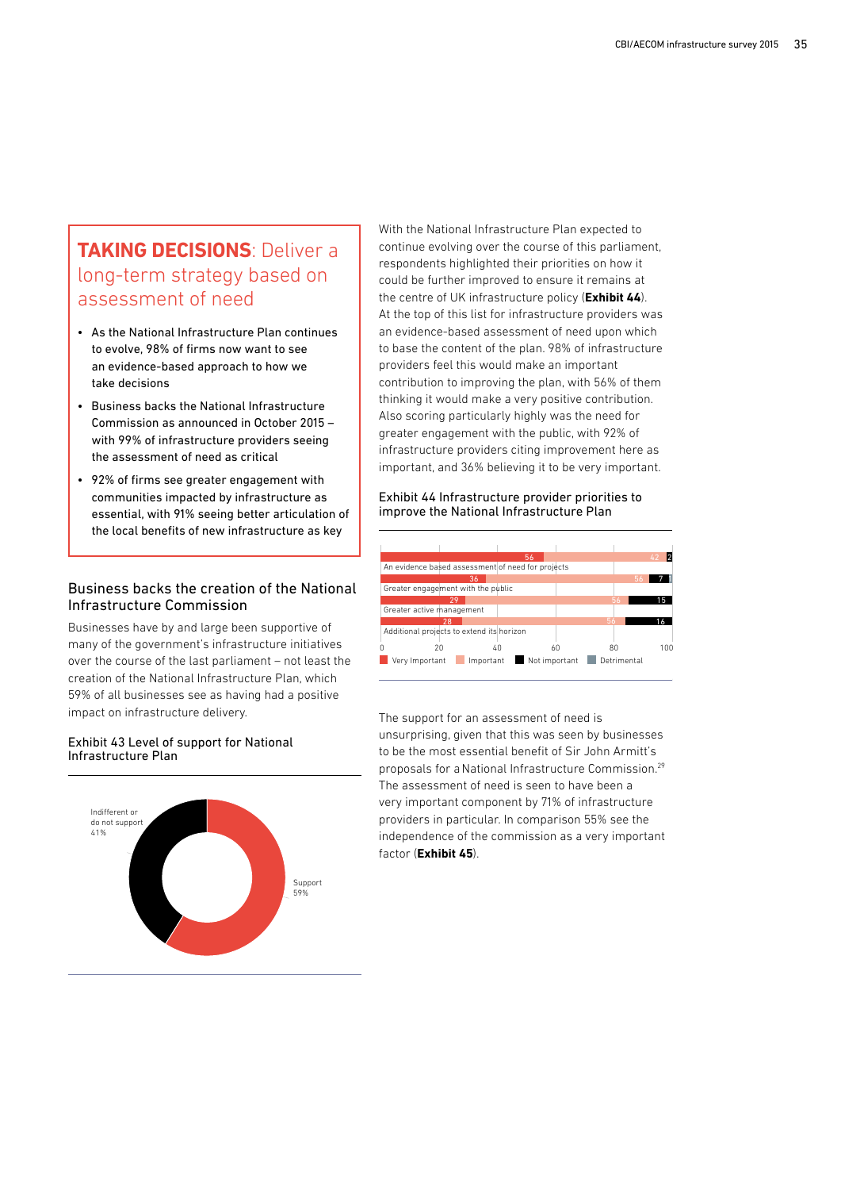## **TAKING DECISIONS**: Deliver a long-term strategy based on assessment of need

- As the National Infrastructure Plan continues to evolve, 98% of firms now want to see an evidence-based approach to how we take decisions
- Business backs the National Infrastructure Commission as announced in October 2015 – with 99% of infrastructure providers seeing the assessment of need as critical
- 92% of firms see greater engagement with communities impacted by infrastructure as essential, with 91% seeing better articulation of the local benefits of new infrastructure as key

### Business backs the creation of the National Infrastructure Commission

Businesses have by and large been supportive of many of the government's infrastructure initiatives over the course of the last parliament – not least the creation of the National Infrastructure Plan, which 59% of all businesses see as having had a positive impact on infrastructure delivery.

Exhibit 43 Level of support for National Infrastructure Plan

| Response | % |
|---|---|
| Support | 59% |
| Indifferent or do not support | 41% |

With the National Infrastructure Plan expected to continue evolving over the course of this parliament, respondents highlighted their priorities on how it could be further improved to ensure it remains at the centre of UK infrastructure policy (**Exhibit 44**). At the top of this list for infrastructure providers was an evidence-based assessment of need upon which to base the content of the plan. 98% of infrastructure providers feel this would make an important contribution to improving the plan, with 56% of them thinking it would make a very positive contribution. Also scoring particularly highly was the need for greater engagement with the public, with 92% of infrastructure providers citing improvement here as important, and 36% believing it to be very important.

Exhibit 44 Infrastructure provider priorities to improve the National Infrastructure Plan

| | Very Important | Important | Not important | Detrimental |
|---|---|---|---|---|
| An evidence based assessment of need for projects | 56 | 42 | 2 | |
| Greater engagement with the public | 36 | 56 | 7 | 1 |
| Greater active management | 29 | 56 | 15 | |
| Additional projects to extend its horizon | 28 | 56 | 16 | |

The support for an assessment of need is unsurprising, given that this was seen by businesses to be the most essential benefit of Sir John Armitt's proposals for a National Infrastructure Commission.[29] The assessment of need is seen to have been a very important component by 71% of infrastructure providers in particular. In comparison 55% see the independence of the commission as a very important factor (**Exhibit 45**).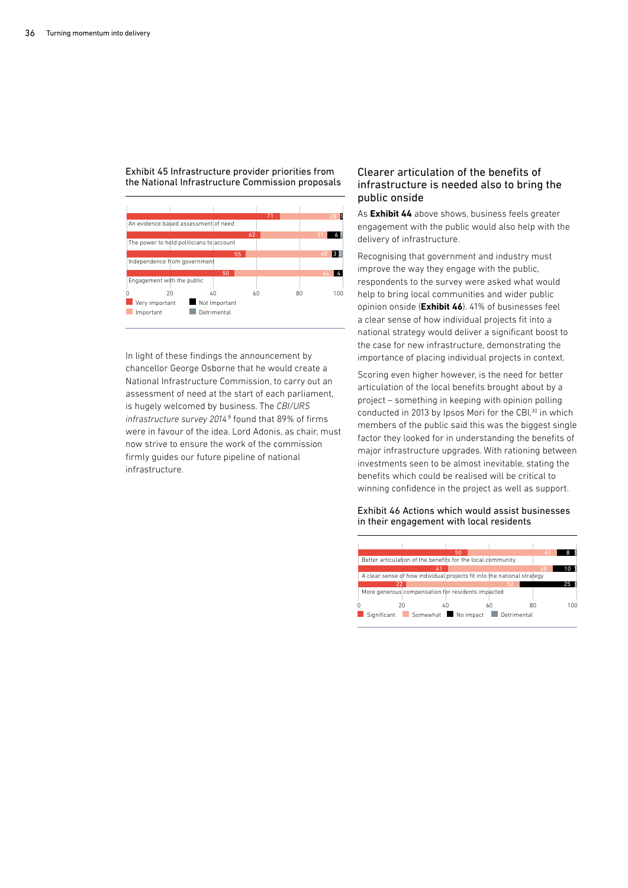Exhibit 45 Infrastructure provider priorities from the National Infrastructure Commission proposals

| | Very important | Important | Not Important | Detrimental |
|---|---|---|---|---|
| An evidence based assessment of need | 71 | 28 | 1 | |
| The power to hold politicians to account | 62 | 31 | 6 | 1 |
| Independence from government | 55 | 40 | 3 | 2 |
| Engagement with the public | 50 | 46 | 4 | |

In light of these findings the announcement by chancellor George Osborne that he would create a National Infrastructure Commission, to carry out an assessment of need at the start of each parliament, is hugely welcomed by business. The *CBI/URS infrastructure survey 2014*[8] found that 89% of firms were in favour of the idea. Lord Adonis, as chair, must now strive to ensure the work of the commission firmly guides our future pipeline of national infrastructure.

## Clearer articulation of the benefits of infrastructure is needed also to bring the public onside

As **Exhibit 44** above shows, business feels greater engagement with the public would also help with the delivery of infrastructure.

Recognising that government and industry must improve the way they engage with the public, respondents to the survey were asked what would help to bring local communities and wider public opinion onside (**Exhibit 46**). 41% of businesses feel a clear sense of how individual projects fit into a national strategy would deliver a significant boost to the case for new infrastructure, demonstrating the importance of placing individual projects in context.

Scoring even higher however, is the need for better articulation of the local benefits brought about by a project – something in keeping with opinion polling conducted in 2013 by Ipsos Mori for the CBI,[30] in which members of the public said this was the biggest single factor they looked for in understanding the benefits of major infrastructure upgrades. With rationing between investments seen to be almost inevitable, stating the benefits which could be realised will be critical to winning confidence in the project as well as support.

Exhibit 46 Actions which would assist businesses in their engagement with local residents

| | Significant | Somewhat | No impact | Detrimental |
|---|---|---|---|---|
| Better articulation of the benefits for the local community | 50 | 41 | 8 | |
| A clear sense of how individual projects fit into the national strategy | 41 | 48 | 10 | |
| More generous compensation for residents impacted | 22 | 52 | 25 | |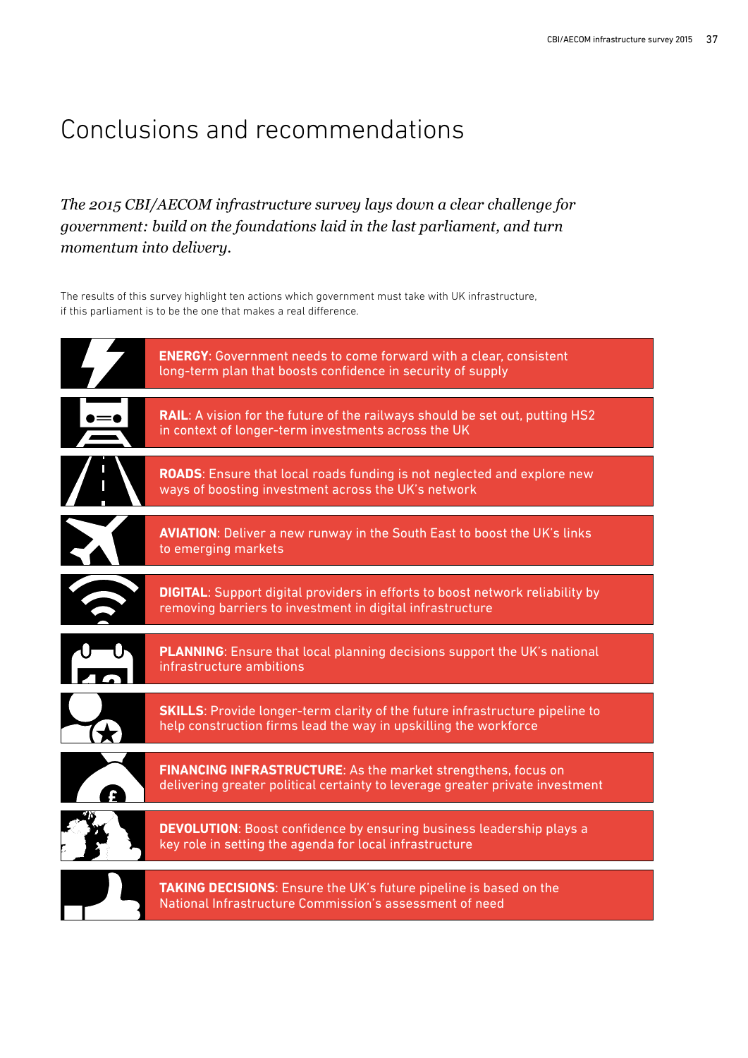# Conclusions and recommendations

*The 2015 CBI/AECOM infrastructure survey lays down a clear challenge for government: build on the foundations laid in the last parliament, and turn momentum into delivery.*

The results of this survey highlight ten actions which government must take with UK infrastructure, if this parliament is to be the one that makes a real difference.

- **ENERGY**: Government needs to come forward with a clear, consistent long-term plan that boosts confidence in security of supply
- **RAIL**: A vision for the future of the railways should be set out, putting HS2 in context of longer-term investments across the UK
- **ROADS**: Ensure that local roads funding is not neglected and explore new ways of boosting investment across the UK's network
- **AVIATION**: Deliver a new runway in the South East to boost the UK's links to emerging markets
- **DIGITAL**: Support digital providers in efforts to boost network reliability by removing barriers to investment in digital infrastructure
- **PLANNING**: Ensure that local planning decisions support the UK's national infrastructure ambitions
- **SKILLS**: Provide longer-term clarity of the future infrastructure pipeline to help construction firms lead the way in upskilling the workforce
- **FINANCING INFRASTRUCTURE**: As the market strengthens, focus on delivering greater political certainty to leverage greater private investment
- **DEVOLUTION**: Boost confidence by ensuring business leadership plays a key role in setting the agenda for local infrastructure
- **TAKING DECISIONS**: Ensure the UK's future pipeline is based on the National Infrastructure Commission's assessment of need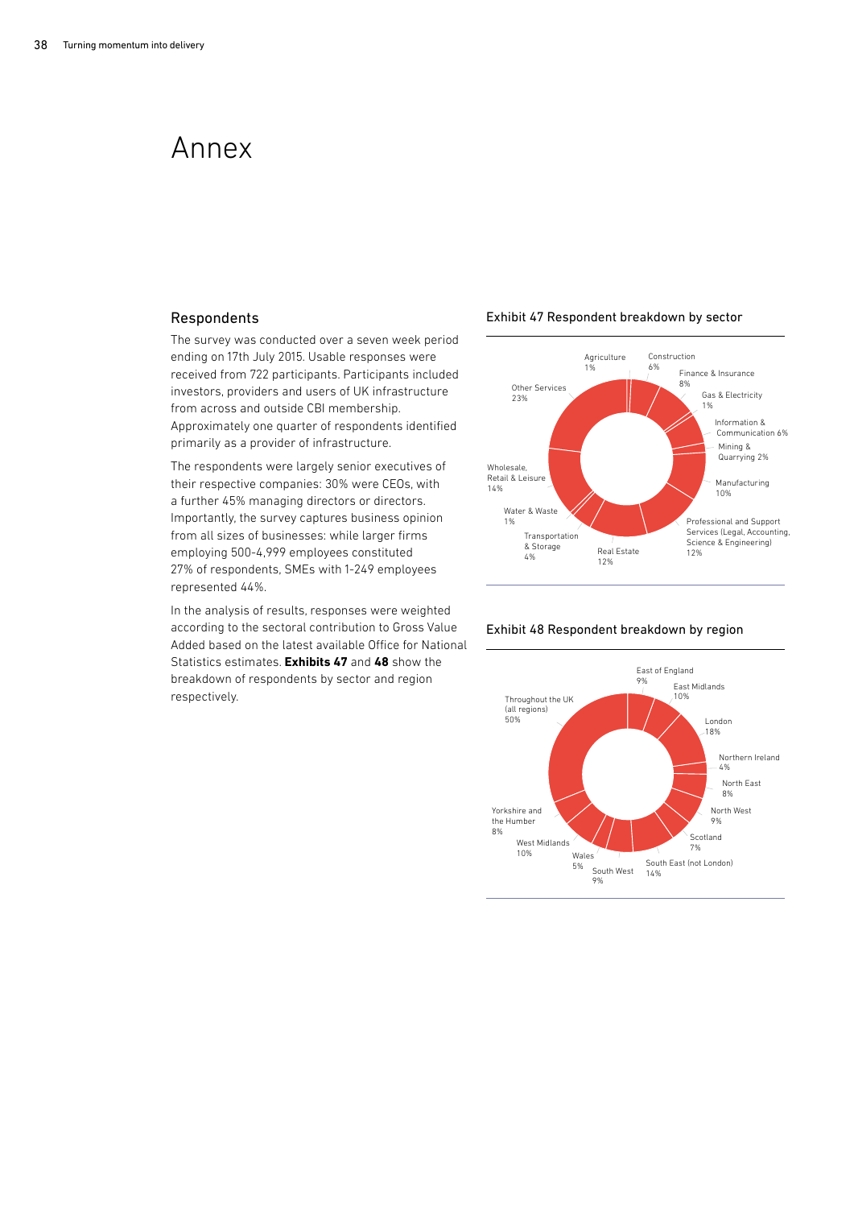# Annex

## Respondents

The survey was conducted over a seven week period ending on 17th July 2015. Usable responses were received from 722 participants. Participants included investors, providers and users of UK infrastructure from across and outside CBI membership. Approximately one quarter of respondents identified primarily as a provider of infrastructure.

The respondents were largely senior executives of their respective companies: 30% were CEOs, with a further 45% managing directors or directors. Importantly, the survey captures business opinion from all sizes of businesses: while larger firms employing 500-4,999 employees constituted 27% of respondents, SMEs with 1-249 employees represented 44%.

In the analysis of results, responses were weighted according to the sectoral contribution to Gross Value Added based on the latest available Office for National Statistics estimates. **Exhibits 47** and **48** show the breakdown of respondents by sector and region respectively.

### Exhibit 47 Respondent breakdown by sector

| Sector | Share |
| --- | --- |
| Agriculture | 1% |
| Construction | 6% |
| Finance & Insurance | 8% |
| Gas & Electricity | 1% |
| Information & Communication | 6% |
| Mining & Quarrying | 2% |
| Manufacturing | 10% |
| Professional and Support Services (Legal, Accounting, Science & Engineering) | 12% |
| Real Estate | 12% |
| Transportation & Storage | 4% |
| Water & Waste | 1% |
| Wholesale, Retail & Leisure | 14% |
| Other Services | 23% |

### Exhibit 48 Respondent breakdown by region

| Region | Share |
| --- | --- |
| East of England | 9% |
| East Midlands | 10% |
| London | 18% |
| Northern Ireland | 4% |
| North East | 8% |
| North West | 9% |
| Scotland | 7% |
| South East (not London) | 14% |
| South West | 9% |
| Wales | 5% |
| West Midlands | 10% |
| Yorkshire and the Humber | 8% |
| Throughout the UK (all regions) | 50% |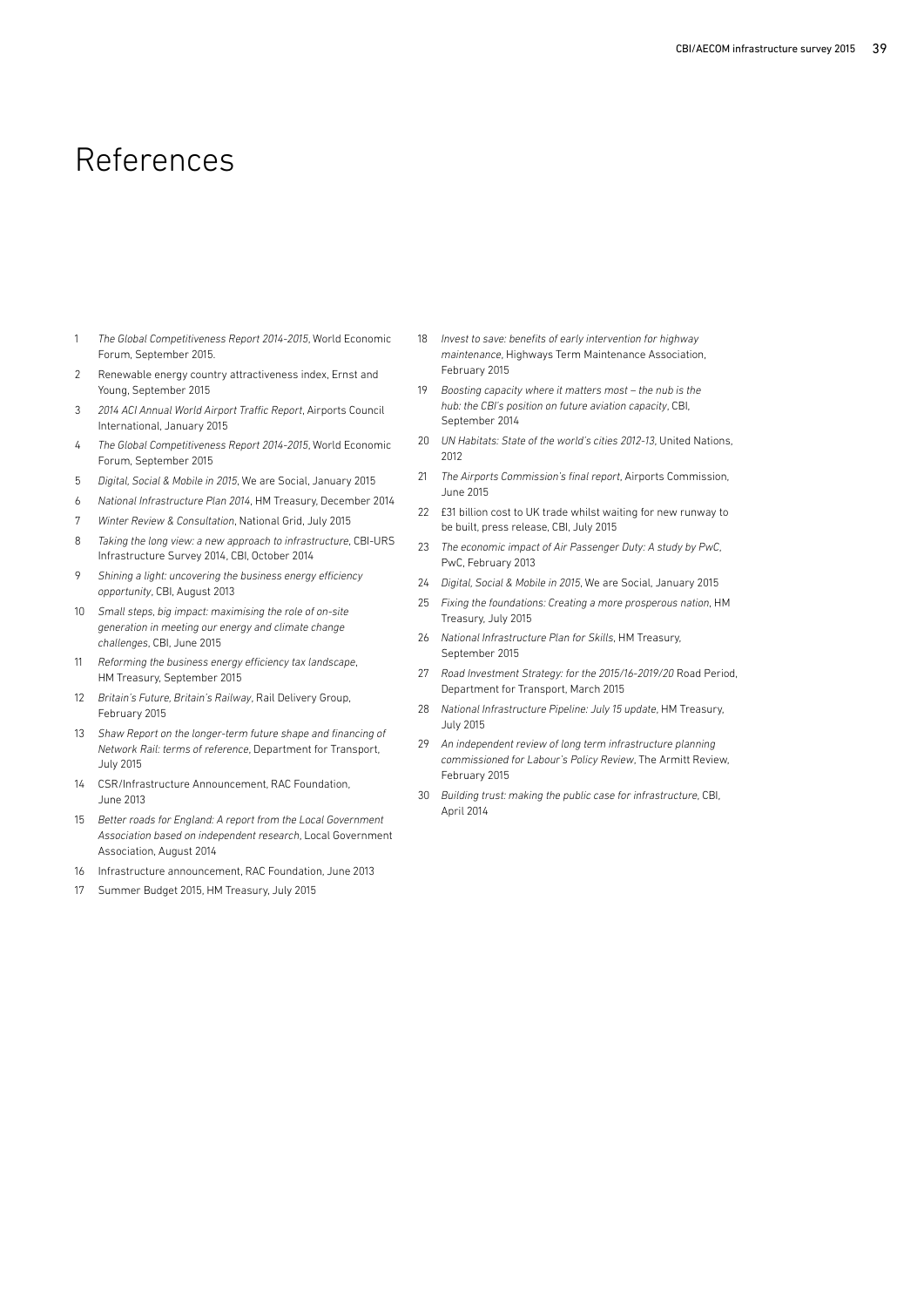# References

1. *The Global Competitiveness Report 2014-2015*, World Economic Forum, September 2015.
2. Renewable energy country attractiveness index, Ernst and Young, September 2015
3. *2014 ACI Annual World Airport Traffic Report*, Airports Council International, January 2015
4. *The Global Competitiveness Report 2014-2015*, World Economic Forum, September 2015
5. *Digital, Social & Mobile in 2015*, We are Social, January 2015
6. *National Infrastructure Plan 2014*, HM Treasury, December 2014
7. *Winter Review & Consultation*, National Grid, July 2015
8. *Taking the long view: a new approach to infrastructure*, CBI-URS Infrastructure Survey 2014, CBI, October 2014
9. *Shining a light: uncovering the business energy efficiency opportunity*, CBI, August 2013
10. *Small steps, big impact: maximising the role of on-site generation in meeting our energy and climate change challenges*, CBI, June 2015
11. *Reforming the business energy efficiency tax landscape*, HM Treasury, September 2015
12. *Britain's Future, Britain's Railway*, Rail Delivery Group, February 2015
13. *Shaw Report on the longer-term future shape and financing of Network Rail: terms of reference*, Department for Transport, July 2015
14. CSR/Infrastructure Announcement, RAC Foundation, June 2013
15. *Better roads for England: A report from the Local Government Association based on independent research*, Local Government Association, August 2014
16. Infrastructure announcement, RAC Foundation, June 2013
17. Summer Budget 2015, HM Treasury, July 2015
18. *Invest to save: benefits of early intervention for highway maintenance*, Highways Term Maintenance Association, February 2015
19. *Boosting capacity where it matters most – the nub is the hub: the CBI's position on future aviation capacity*, CBI, September 2014
20. *UN Habitats: State of the world's cities 2012-13*, United Nations, 2012
21. *The Airports Commission's final report*, Airports Commission, June 2015
22. £31 billion cost to UK trade whilst waiting for new runway to be built, press release, CBI, July 2015
23. *The economic impact of Air Passenger Duty: A study by PwC*, PwC, February 2013
24. *Digital, Social & Mobile in 2015*, We are Social, January 2015
25. *Fixing the foundations: Creating a more prosperous nation*, HM Treasury, July 2015
26. *National Infrastructure Plan for Skills*, HM Treasury, September 2015
27. *Road Investment Strategy: for the 2015/16-2019/20* Road Period, Department for Transport, March 2015
28. *National Infrastructure Pipeline: July 15 update*, HM Treasury, July 2015
29. *An independent review of long term infrastructure planning commissioned for Labour's Policy Review*, The Armitt Review, February 2015
30. *Building trust: making the public case for infrastructure*, CBI, April 2014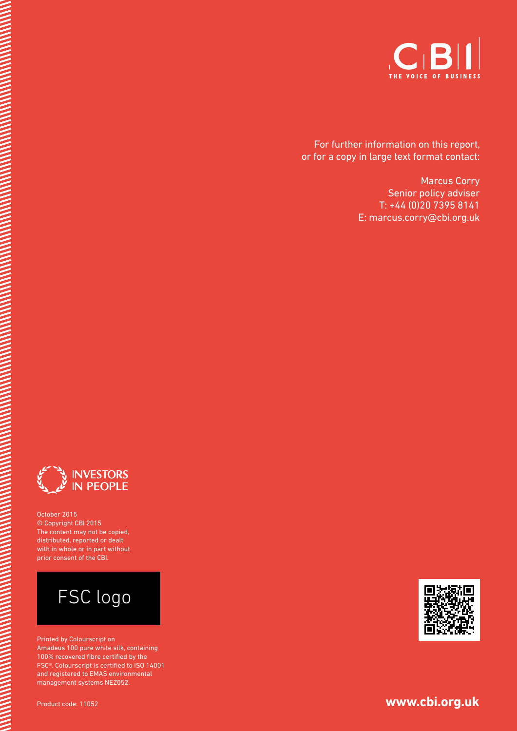CBI
THE VOICE OF BUSINESS

For further information on this report, or for a copy in large text format contact:

Marcus Corry
Senior policy adviser
T: +44 (0)20 7395 8141
E: marcus.corry@cbi.org.uk

INVESTORS IN PEOPLE

October 2015
© Copyright CBI 2015
The content may not be copied, distributed, reported or dealt with in whole or in part without prior consent of the CBI.

FSC logo

Printed by Colourscript on Amadeus 100 pure white silk, containing 100% recovered fibre certified by the FSC®. Colourscript is certified to ISO 14001 and registered to EMAS environmental management systems NEZ052.

Product code: 11052

**www.cbi.org.uk**